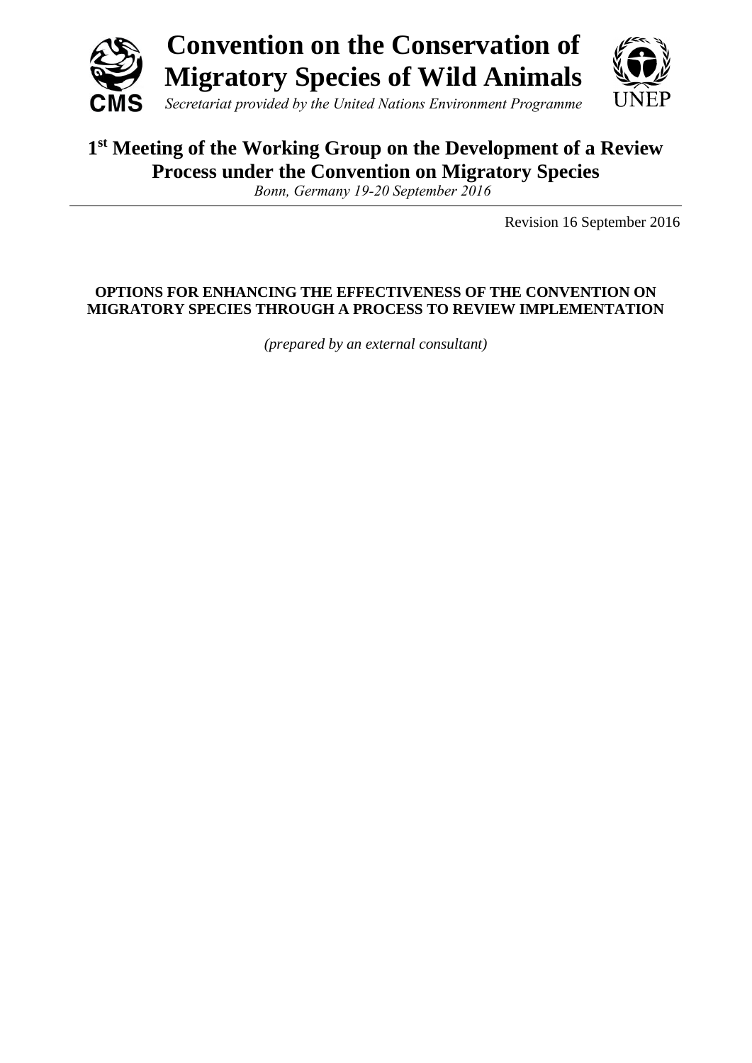# Convention on the Conservation of Migratory Species of Wild Animals

*Secretariat provided by the United Nations Environment Programme*

CMS

UNEP

## 1st Meeting of the Working Group on the Development of a Review Process under the Convention on Migratory Species

*Bonn, Germany 19-20 September 2016*

Revision 16 September 2016

**OPTIONS FOR ENHANCING THE EFFECTIVENESS OF THE CONVENTION ON MIGRATORY SPECIES THROUGH A PROCESS TO REVIEW IMPLEMENTATION**

*(prepared by an external consultant)*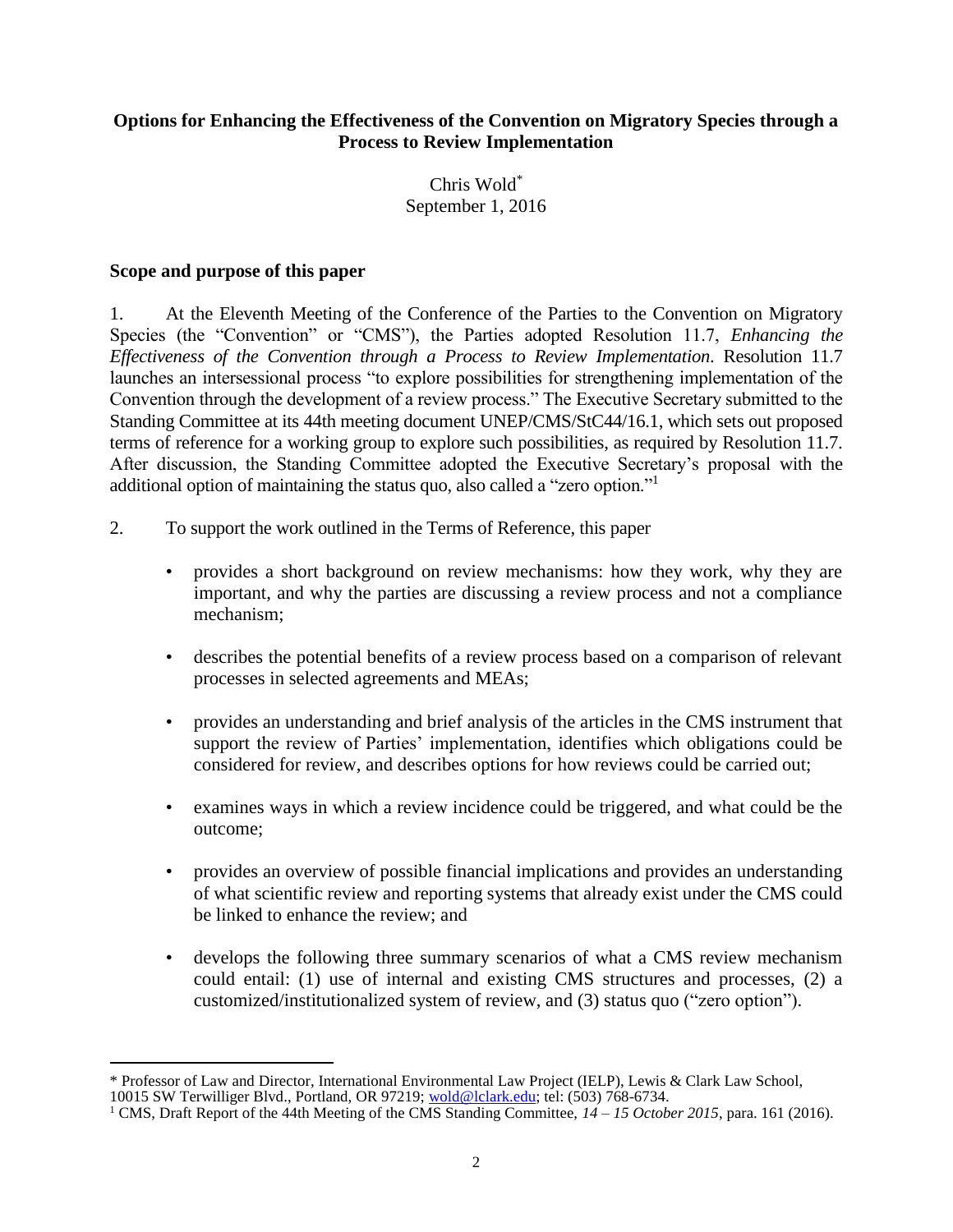**Options for Enhancing the Effectiveness of the Convention on Migratory Species through a Process to Review Implementation**

Chris Wold*
September 1, 2016

## Scope and purpose of this paper

1. At the Eleventh Meeting of the Conference of the Parties to the Convention on Migratory Species (the "Convention" or "CMS"), the Parties adopted Resolution 11.7, *Enhancing the Effectiveness of the Convention through a Process to Review Implementation*. Resolution 11.7 launches an intersessional process "to explore possibilities for strengthening implementation of the Convention through the development of a review process." The Executive Secretary submitted to the Standing Committee at its 44th meeting document UNEP/CMS/StC44/16.1, which sets out proposed terms of reference for a working group to explore such possibilities, as required by Resolution 11.7. After discussion, the Standing Committee adopted the Executive Secretary's proposal with the additional option of maintaining the status quo, also called a "zero option."[1]

2. To support the work outlined in the Terms of Reference, this paper

- provides a short background on review mechanisms: how they work, why they are important, and why the parties are discussing a review process and not a compliance mechanism;
- describes the potential benefits of a review process based on a comparison of relevant processes in selected agreements and MEAs;
- provides an understanding and brief analysis of the articles in the CMS instrument that support the review of Parties' implementation, identifies which obligations could be considered for review, and describes options for how reviews could be carried out;
- examines ways in which a review incidence could be triggered, and what could be the outcome;
- provides an overview of possible financial implications and provides an understanding of what scientific review and reporting systems that already exist under the CMS could be linked to enhance the review; and
- develops the following three summary scenarios of what a CMS review mechanism could entail: (1) use of internal and existing CMS structures and processes, (2) a customized/institutionalized system of review, and (3) status quo ("zero option").

---

\* Professor of Law and Director, International Environmental Law Project (IELP), Lewis & Clark Law School, 10015 SW Terwilliger Blvd., Portland, OR 97219; wold@lclark.edu; tel: (503) 768-6734.

[1] CMS, Draft Report of the 44th Meeting of the CMS Standing Committee, *14 – 15 October 2015*, para. 161 (2016).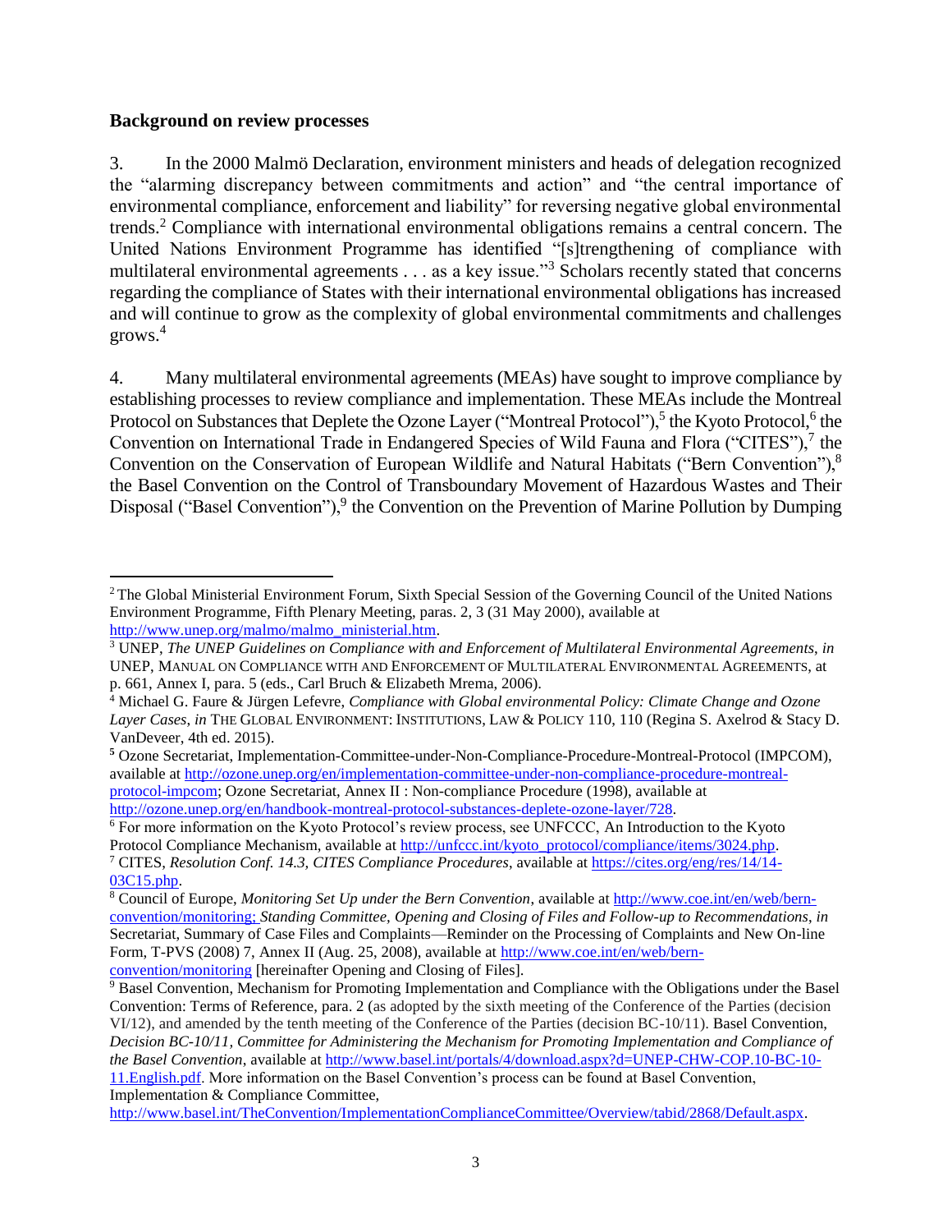**Background on review processes**

3. In the 2000 Malmö Declaration, environment ministers and heads of delegation recognized the "alarming discrepancy between commitments and action" and "the central importance of environmental compliance, enforcement and liability" for reversing negative global environmental trends.[2] Compliance with international environmental obligations remains a central concern. The United Nations Environment Programme has identified "[s]trengthening of compliance with multilateral environmental agreements . . . as a key issue."[3] Scholars recently stated that concerns regarding the compliance of States with their international environmental obligations has increased and will continue to grow as the complexity of global environmental commitments and challenges grows.[4]

4. Many multilateral environmental agreements (MEAs) have sought to improve compliance by establishing processes to review compliance and implementation. These MEAs include the Montreal Protocol on Substances that Deplete the Ozone Layer ("Montreal Protocol"),[5] the Kyoto Protocol,[6] the Convention on International Trade in Endangered Species of Wild Fauna and Flora ("CITES"),[7] the Convention on the Conservation of European Wildlife and Natural Habitats ("Bern Convention"),[8] the Basel Convention on the Control of Transboundary Movement of Hazardous Wastes and Their Disposal ("Basel Convention"),[9] the Convention on the Prevention of Marine Pollution by Dumping

---

[2] The Global Ministerial Environment Forum, Sixth Special Session of the Governing Council of the United Nations Environment Programme, Fifth Plenary Meeting, paras. 2, 3 (31 May 2000), available at http://www.unep.org/malmo/malmo_ministerial.htm.

[3] UNEP, *The UNEP Guidelines on Compliance with and Enforcement of Multilateral Environmental Agreements, in* UNEP, MANUAL ON COMPLIANCE WITH AND ENFORCEMENT OF MULTILATERAL ENVIRONMENTAL AGREEMENTS, at p. 661, Annex I, para. 5 (eds., Carl Bruch & Elizabeth Mrema, 2006).

[4] Michael G. Faure & Jürgen Lefevre, *Compliance with Global environmental Policy: Climate Change and Ozone Layer Cases*, *in* THE GLOBAL ENVIRONMENT: INSTITUTIONS, LAW & POLICY 110, 110 (Regina S. Axelrod & Stacy D. VanDeveer, 4th ed. 2015).

[5] Ozone Secretariat, Implementation-Committee-under-Non-Compliance-Procedure-Montreal-Protocol (IMPCOM), available at http://ozone.unep.org/en/implementation-committee-under-non-compliance-procedure-montreal-protocol-impcom; Ozone Secretariat, Annex II : Non-compliance Procedure (1998), available at http://ozone.unep.org/en/handbook-montreal-protocol-substances-deplete-ozone-layer/728.

[6] For more information on the Kyoto Protocol's review process, see UNFCCC, An Introduction to the Kyoto Protocol Compliance Mechanism, available at http://unfccc.int/kyoto_protocol/compliance/items/3024.php.

[7] CITES, *Resolution Conf. 14.3, CITES Compliance Procedures*, available at https://cites.org/eng/res/14/14-03C15.php.

[8] Council of Europe, *Monitoring Set Up under the Bern Convention*, available at http://www.coe.int/en/web/bern-convention/monitoring; *Standing Committee, Opening and Closing of Files and Follow-up to Recommendations*, *in* Secretariat, Summary of Case Files and Complaints—Reminder on the Processing of Complaints and New On-line Form, T-PVS (2008) 7, Annex II (Aug. 25, 2008), available at http://www.coe.int/en/web/bern-convention/monitoring [hereinafter Opening and Closing of Files].

[9] Basel Convention, Mechanism for Promoting Implementation and Compliance with the Obligations under the Basel Convention: Terms of Reference, para. 2 (as adopted by the sixth meeting of the Conference of the Parties (decision VI/12), and amended by the tenth meeting of the Conference of the Parties (decision BC-10/11). Basel Convention, *Decision BC-10/11, Committee for Administering the Mechanism for Promoting Implementation and Compliance of the Basel Convention*, available at http://www.basel.int/portals/4/download.aspx?d=UNEP-CHW-COP.10-BC-10-11.English.pdf. More information on the Basel Convention's process can be found at Basel Convention, Implementation & Compliance Committee, http://www.basel.int/TheConvention/ImplementationComplianceCommittee/Overview/tabid/2868/Default.aspx.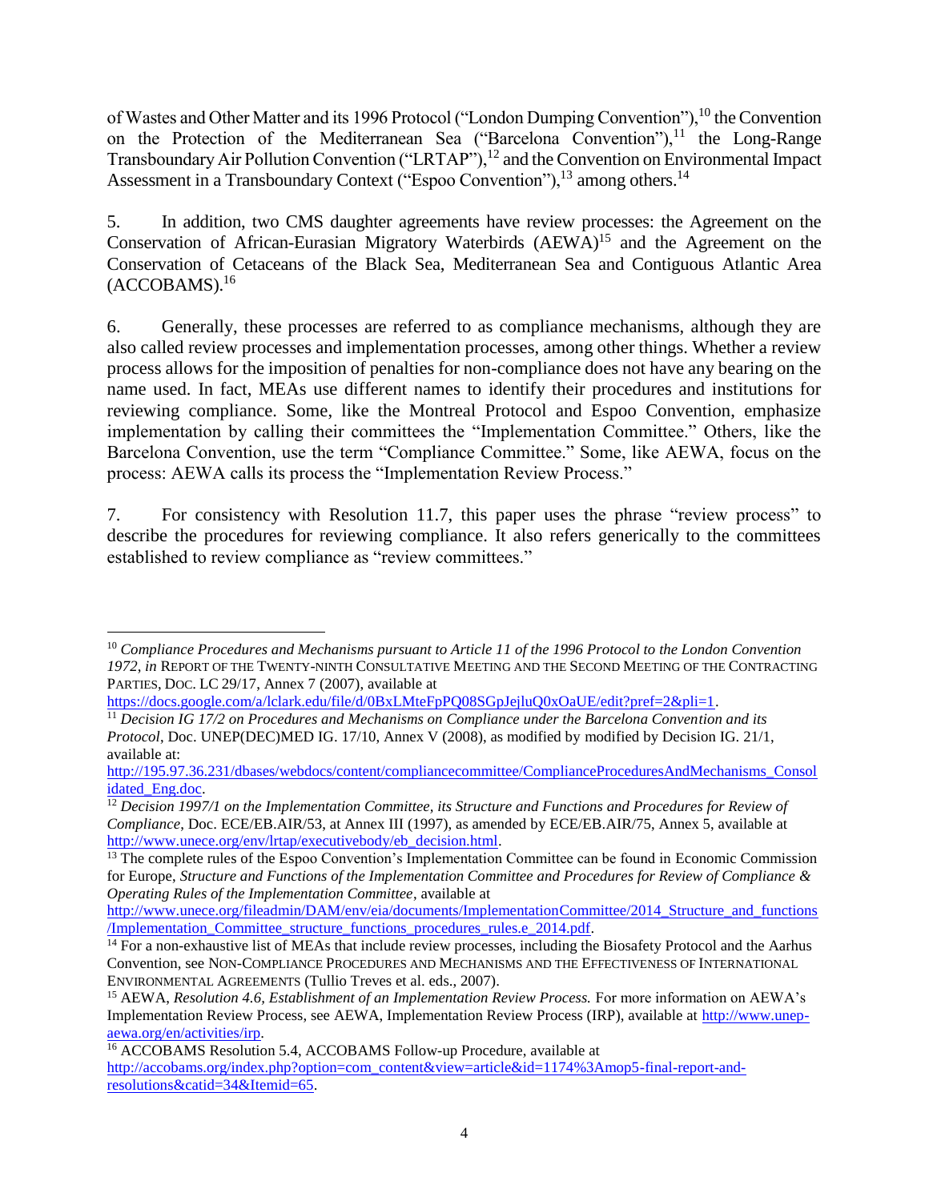of Wastes and Other Matter and its 1996 Protocol ("London Dumping Convention"),[10] the Convention on the Protection of the Mediterranean Sea ("Barcelona Convention"),[11] the Long-Range Transboundary Air Pollution Convention ("LRTAP"),[12] and the Convention on Environmental Impact Assessment in a Transboundary Context ("Espoo Convention"),[13] among others.[14]

5. In addition, two CMS daughter agreements have review processes: the Agreement on the Conservation of African-Eurasian Migratory Waterbirds (AEWA)[15] and the Agreement on the Conservation of Cetaceans of the Black Sea, Mediterranean Sea and Contiguous Atlantic Area (ACCOBAMS).[16]

6. Generally, these processes are referred to as compliance mechanisms, although they are also called review processes and implementation processes, among other things. Whether a review process allows for the imposition of penalties for non-compliance does not have any bearing on the name used. In fact, MEAs use different names to identify their procedures and institutions for reviewing compliance. Some, like the Montreal Protocol and Espoo Convention, emphasize implementation by calling their committees the "Implementation Committee." Others, like the Barcelona Convention, use the term "Compliance Committee." Some, like AEWA, focus on the process: AEWA calls its process the "Implementation Review Process."

7. For consistency with Resolution 11.7, this paper uses the phrase "review process" to describe the procedures for reviewing compliance. It also refers generically to the committees established to review compliance as "review committees."

---

[10] *Compliance Procedures and Mechanisms pursuant to Article 11 of the 1996 Protocol to the London Convention 1972*, *in* REPORT OF THE TWENTY-NINTH CONSULTATIVE MEETING AND THE SECOND MEETING OF THE CONTRACTING PARTIES, DOC. LC 29/17, Annex 7 (2007), available at https://docs.google.com/a/lclark.edu/file/d/0BxLMteFpPQ08SGpJejluQ0xOaUE/edit?pref=2&pli=1.

[11] *Decision IG 17/2 on Procedures and Mechanisms on Compliance under the Barcelona Convention and its Protocol*, Doc. UNEP(DEC)MED IG. 17/10, Annex V (2008), as modified by modified by Decision IG. 21/1, available at: http://195.97.36.231/dbases/webdocs/content/compliancecommittee/ComplianceProceduresAndMechanisms_Consolidated_Eng.doc.

[12] *Decision 1997/1 on the Implementation Committee, its Structure and Functions and Procedures for Review of Compliance*, Doc. ECE/EB.AIR/53, at Annex III (1997), as amended by ECE/EB.AIR/75, Annex 5, available at http://www.unece.org/env/lrtap/executivebody/eb_decision.html.

[13] The complete rules of the Espoo Convention's Implementation Committee can be found in Economic Commission for Europe, *Structure and Functions of the Implementation Committee and Procedures for Review of Compliance & Operating Rules of the Implementation Committee*, available at http://www.unece.org/fileadmin/DAM/env/eia/documents/ImplementationCommittee/2014_Structure_and_functions/Implementation_Committee_structure_functions_procedures_rules.e_2014.pdf.

[14] For a non-exhaustive list of MEAs that include review processes, including the Biosafety Protocol and the Aarhus Convention, see NON-COMPLIANCE PROCEDURES AND MECHANISMS AND THE EFFECTIVENESS OF INTERNATIONAL ENVIRONMENTAL AGREEMENTS (Tullio Treves et al. eds., 2007).

[15] AEWA, *Resolution 4.6, Establishment of an Implementation Review Process.* For more information on AEWA's Implementation Review Process, see AEWA, Implementation Review Process (IRP), available at http://www.unep-aewa.org/en/activities/irp.

[16] ACCOBAMS Resolution 5.4, ACCOBAMS Follow-up Procedure, available at http://accobams.org/index.php?option=com_content&view=article&id=1174%3Amop5-final-report-and-resolutions&catid=34&Itemid=65.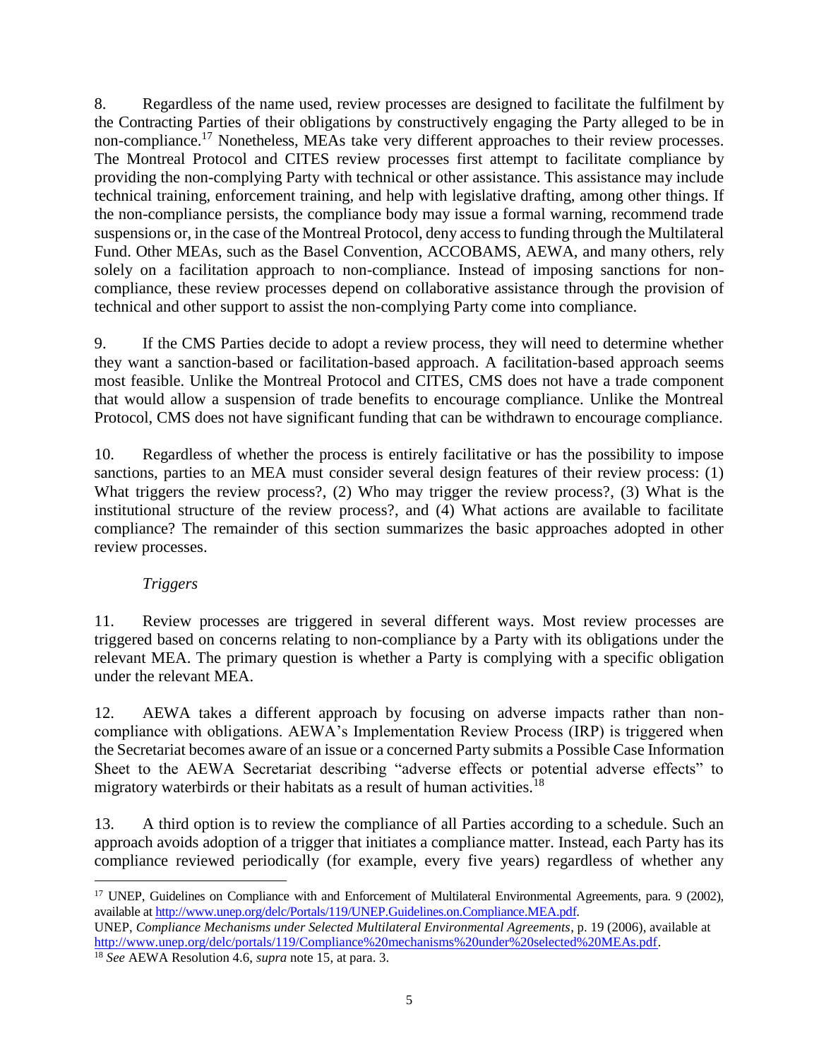8. Regardless of the name used, review processes are designed to facilitate the fulfilment by the Contracting Parties of their obligations by constructively engaging the Party alleged to be in non-compliance.[17] Nonetheless, MEAs take very different approaches to their review processes. The Montreal Protocol and CITES review processes first attempt to facilitate compliance by providing the non-complying Party with technical or other assistance. This assistance may include technical training, enforcement training, and help with legislative drafting, among other things. If the non-compliance persists, the compliance body may issue a formal warning, recommend trade suspensions or, in the case of the Montreal Protocol, deny access to funding through the Multilateral Fund. Other MEAs, such as the Basel Convention, ACCOBAMS, AEWA, and many others, rely solely on a facilitation approach to non-compliance. Instead of imposing sanctions for non-compliance, these review processes depend on collaborative assistance through the provision of technical and other support to assist the non-complying Party come into compliance.

9. If the CMS Parties decide to adopt a review process, they will need to determine whether they want a sanction-based or facilitation-based approach. A facilitation-based approach seems most feasible. Unlike the Montreal Protocol and CITES, CMS does not have a trade component that would allow a suspension of trade benefits to encourage compliance. Unlike the Montreal Protocol, CMS does not have significant funding that can be withdrawn to encourage compliance.

10. Regardless of whether the process is entirely facilitative or has the possibility to impose sanctions, parties to an MEA must consider several design features of their review process: (1) What triggers the review process?, (2) Who may trigger the review process?, (3) What is the institutional structure of the review process?, and (4) What actions are available to facilitate compliance? The remainder of this section summarizes the basic approaches adopted in other review processes.

*Triggers*

11. Review processes are triggered in several different ways. Most review processes are triggered based on concerns relating to non-compliance by a Party with its obligations under the relevant MEA. The primary question is whether a Party is complying with a specific obligation under the relevant MEA.

12. AEWA takes a different approach by focusing on adverse impacts rather than non-compliance with obligations. AEWA's Implementation Review Process (IRP) is triggered when the Secretariat becomes aware of an issue or a concerned Party submits a Possible Case Information Sheet to the AEWA Secretariat describing "adverse effects or potential adverse effects" to migratory waterbirds or their habitats as a result of human activities.[18]

13. A third option is to review the compliance of all Parties according to a schedule. Such an approach avoids adoption of a trigger that initiates a compliance matter. Instead, each Party has its compliance reviewed periodically (for example, every five years) regardless of whether any

---

[17] UNEP, Guidelines on Compliance with and Enforcement of Multilateral Environmental Agreements, para. 9 (2002), available at http://www.unep.org/delc/Portals/119/UNEP.Guidelines.on.Compliance.MEA.pdf.
UNEP, *Compliance Mechanisms under Selected Multilateral Environmental Agreements*, p. 19 (2006), available at http://www.unep.org/delc/portals/119/Compliance%20mechanisms%20under%20selected%20MEAs.pdf.

[18] *See* AEWA Resolution 4.6, *supra* note 15, at para. 3.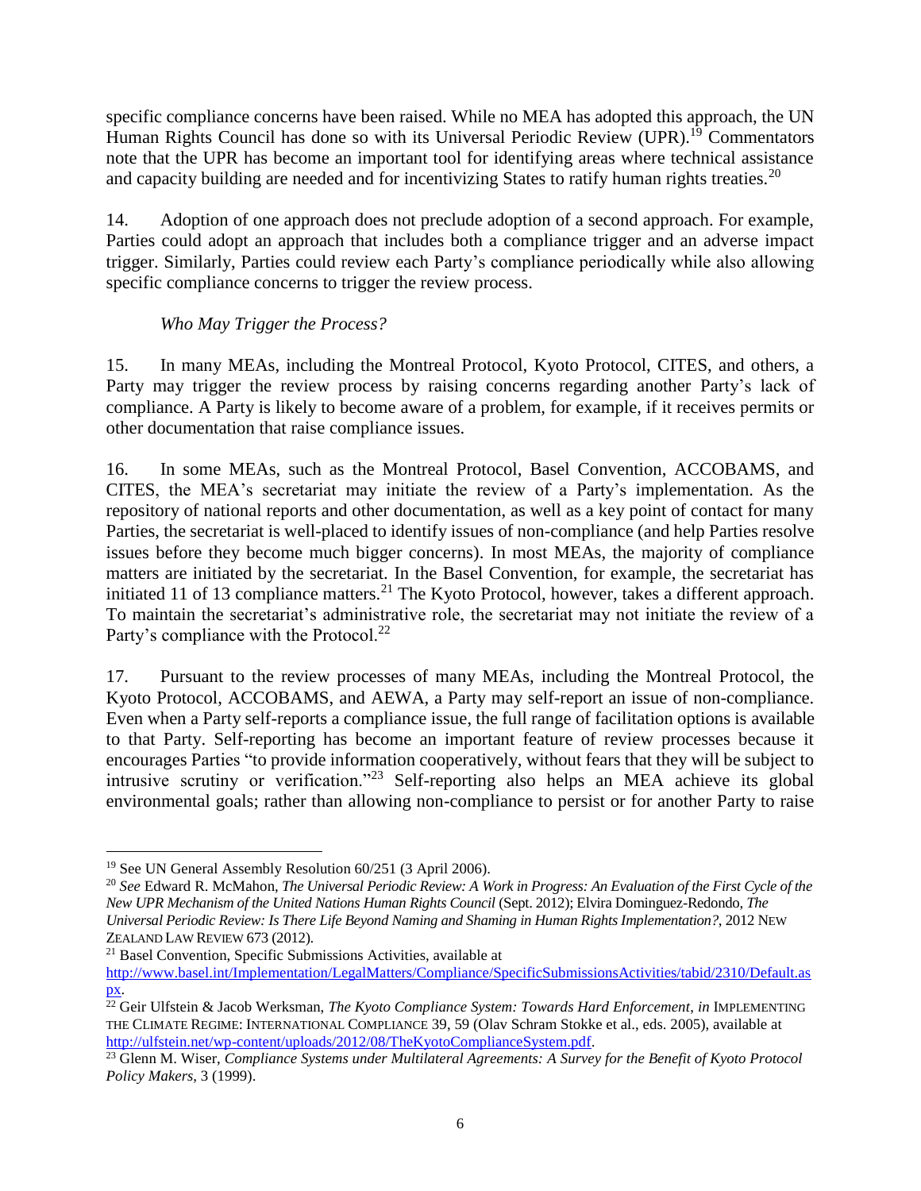specific compliance concerns have been raised. While no MEA has adopted this approach, the UN Human Rights Council has done so with its Universal Periodic Review (UPR).[19] Commentators note that the UPR has become an important tool for identifying areas where technical assistance and capacity building are needed and for incentivizing States to ratify human rights treaties.[20]

14. Adoption of one approach does not preclude adoption of a second approach. For example, Parties could adopt an approach that includes both a compliance trigger and an adverse impact trigger. Similarly, Parties could review each Party's compliance periodically while also allowing specific compliance concerns to trigger the review process.

*Who May Trigger the Process?*

15. In many MEAs, including the Montreal Protocol, Kyoto Protocol, CITES, and others, a Party may trigger the review process by raising concerns regarding another Party's lack of compliance. A Party is likely to become aware of a problem, for example, if it receives permits or other documentation that raise compliance issues.

16. In some MEAs, such as the Montreal Protocol, Basel Convention, ACCOBAMS, and CITES, the MEA's secretariat may initiate the review of a Party's implementation. As the repository of national reports and other documentation, as well as a key point of contact for many Parties, the secretariat is well-placed to identify issues of non-compliance (and help Parties resolve issues before they become much bigger concerns). In most MEAs, the majority of compliance matters are initiated by the secretariat. In the Basel Convention, for example, the secretariat has initiated 11 of 13 compliance matters.[21] The Kyoto Protocol, however, takes a different approach. To maintain the secretariat's administrative role, the secretariat may not initiate the review of a Party's compliance with the Protocol.[22]

17. Pursuant to the review processes of many MEAs, including the Montreal Protocol, the Kyoto Protocol, ACCOBAMS, and AEWA, a Party may self-report an issue of non-compliance. Even when a Party self-reports a compliance issue, the full range of facilitation options is available to that Party. Self-reporting has become an important feature of review processes because it encourages Parties "to provide information cooperatively, without fears that they will be subject to intrusive scrutiny or verification."[23] Self-reporting also helps an MEA achieve its global environmental goals; rather than allowing non-compliance to persist or for another Party to raise

---

[19] See UN General Assembly Resolution 60/251 (3 April 2006).

[20] *See* Edward R. McMahon, *The Universal Periodic Review: A Work in Progress: An Evaluation of the First Cycle of the New UPR Mechanism of the United Nations Human Rights Council* (Sept. 2012); Elvira Dominguez-Redondo, *The Universal Periodic Review: Is There Life Beyond Naming and Shaming in Human Rights Implementation?*, 2012 NEW ZEALAND LAW REVIEW 673 (2012).

[21] Basel Convention, Specific Submissions Activities, available at http://www.basel.int/Implementation/LegalMatters/Compliance/SpecificSubmissionsActivities/tabid/2310/Default.aspx.

[22] Geir Ulfstein & Jacob Werksman, *The Kyoto Compliance System: Towards Hard Enforcement*, *in* IMPLEMENTING THE CLIMATE REGIME: INTERNATIONAL COMPLIANCE 39, 59 (Olav Schram Stokke et al., eds. 2005), available at http://ulfstein.net/wp-content/uploads/2012/08/TheKyotoComplianceSystem.pdf.

[23] Glenn M. Wiser, *Compliance Systems under Multilateral Agreements: A Survey for the Benefit of Kyoto Protocol Policy Makers*, 3 (1999).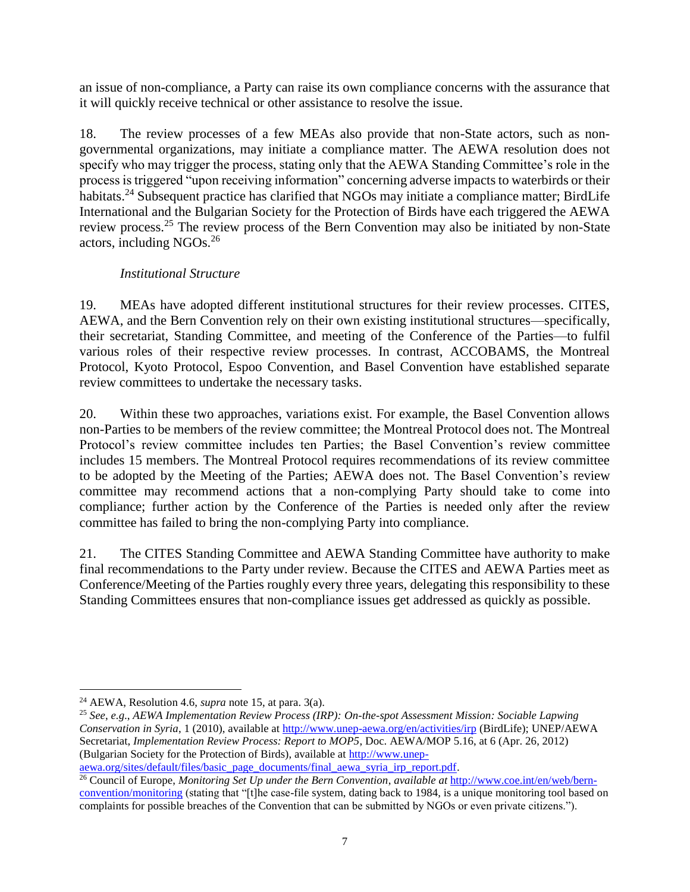an issue of non-compliance, a Party can raise its own compliance concerns with the assurance that it will quickly receive technical or other assistance to resolve the issue.

18. The review processes of a few MEAs also provide that non-State actors, such as non-governmental organizations, may initiate a compliance matter. The AEWA resolution does not specify who may trigger the process, stating only that the AEWA Standing Committee's role in the process is triggered "upon receiving information" concerning adverse impacts to waterbirds or their habitats.[24] Subsequent practice has clarified that NGOs may initiate a compliance matter; BirdLife International and the Bulgarian Society for the Protection of Birds have each triggered the AEWA review process.[25] The review process of the Bern Convention may also be initiated by non-State actors, including NGOs.[26]

*Institutional Structure*

19. MEAs have adopted different institutional structures for their review processes. CITES, AEWA, and the Bern Convention rely on their own existing institutional structures—specifically, their secretariat, Standing Committee, and meeting of the Conference of the Parties—to fulfil various roles of their respective review processes. In contrast, ACCOBAMS, the Montreal Protocol, Kyoto Protocol, Espoo Convention, and Basel Convention have established separate review committees to undertake the necessary tasks.

20. Within these two approaches, variations exist. For example, the Basel Convention allows non-Parties to be members of the review committee; the Montreal Protocol does not. The Montreal Protocol's review committee includes ten Parties; the Basel Convention's review committee includes 15 members. The Montreal Protocol requires recommendations of its review committee to be adopted by the Meeting of the Parties; AEWA does not. The Basel Convention's review committee may recommend actions that a non-complying Party should take to come into compliance; further action by the Conference of the Parties is needed only after the review committee has failed to bring the non-complying Party into compliance.

21. The CITES Standing Committee and AEWA Standing Committee have authority to make final recommendations to the Party under review. Because the CITES and AEWA Parties meet as Conference/Meeting of the Parties roughly every three years, delegating this responsibility to these Standing Committees ensures that non-compliance issues get addressed as quickly as possible.

---

[24] AEWA, Resolution 4.6, *supra* note 15, at para. 3(a).

[25] *See, e.g.*, *AEWA Implementation Review Process (IRP): On-the-spot Assessment Mission: Sociable Lapwing Conservation in Syria*, 1 (2010), available at http://www.unep-aewa.org/en/activities/irp (BirdLife); UNEP/AEWA Secretariat, *Implementation Review Process: Report to MOP5*, Doc. AEWA/MOP 5.16, at 6 (Apr. 26, 2012) (Bulgarian Society for the Protection of Birds), available at http://www.unep-aewa.org/sites/default/files/basic_page_documents/final_aewa_syria_irp_report.pdf.

[26] Council of Europe, *Monitoring Set Up under the Bern Convention*, *available at* http://www.coe.int/en/web/bern-convention/monitoring (stating that "[t]he case-file system, dating back to 1984, is a unique monitoring tool based on complaints for possible breaches of the Convention that can be submitted by NGOs or even private citizens.").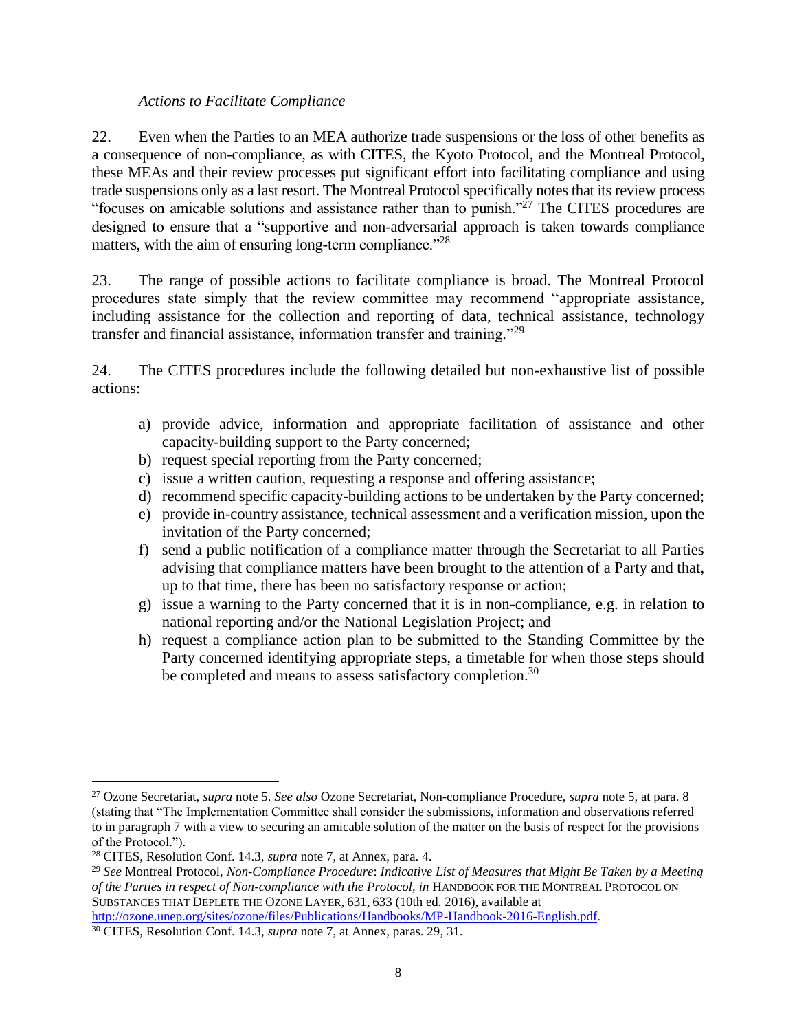*Actions to Facilitate Compliance*

22. Even when the Parties to an MEA authorize trade suspensions or the loss of other benefits as a consequence of non-compliance, as with CITES, the Kyoto Protocol, and the Montreal Protocol, these MEAs and their review processes put significant effort into facilitating compliance and using trade suspensions only as a last resort. The Montreal Protocol specifically notes that its review process "focuses on amicable solutions and assistance rather than to punish."[27] The CITES procedures are designed to ensure that a "supportive and non-adversarial approach is taken towards compliance matters, with the aim of ensuring long-term compliance."[28]

23. The range of possible actions to facilitate compliance is broad. The Montreal Protocol procedures state simply that the review committee may recommend "appropriate assistance, including assistance for the collection and reporting of data, technical assistance, technology transfer and financial assistance, information transfer and training."[29]

24. The CITES procedures include the following detailed but non-exhaustive list of possible actions:

a) provide advice, information and appropriate facilitation of assistance and other capacity-building support to the Party concerned;
b) request special reporting from the Party concerned;
c) issue a written caution, requesting a response and offering assistance;
d) recommend specific capacity-building actions to be undertaken by the Party concerned;
e) provide in-country assistance, technical assessment and a verification mission, upon the invitation of the Party concerned;
f) send a public notification of a compliance matter through the Secretariat to all Parties advising that compliance matters have been brought to the attention of a Party and that, up to that time, there has been no satisfactory response or action;
g) issue a warning to the Party concerned that it is in non-compliance, e.g. in relation to national reporting and/or the National Legislation Project; and
h) request a compliance action plan to be submitted to the Standing Committee by the Party concerned identifying appropriate steps, a timetable for when those steps should be completed and means to assess satisfactory completion.[30]

---

[27] Ozone Secretariat, *supra* note 5. *See also* Ozone Secretariat, Non-compliance Procedure, *supra* note 5, at para. 8 (stating that "The Implementation Committee shall consider the submissions, information and observations referred to in paragraph 7 with a view to securing an amicable solution of the matter on the basis of respect for the provisions of the Protocol.").

[28] CITES, Resolution Conf. 14.3, *supra* note 7, at Annex, para. 4.

[29] *See* Montreal Protocol, *Non-Compliance Procedure*: *Indicative List of Measures that Might Be Taken by a Meeting of the Parties in respect of Non-compliance with the Protocol, in* HANDBOOK FOR THE MONTREAL PROTOCOL ON SUBSTANCES THAT DEPLETE THE OZONE LAYER, 631, 633 (10th ed. 2016), available at http://ozone.unep.org/sites/ozone/files/Publications/Handbooks/MP-Handbook-2016-English.pdf.

[30] CITES, Resolution Conf. 14.3, *supra* note 7, at Annex, paras. 29, 31.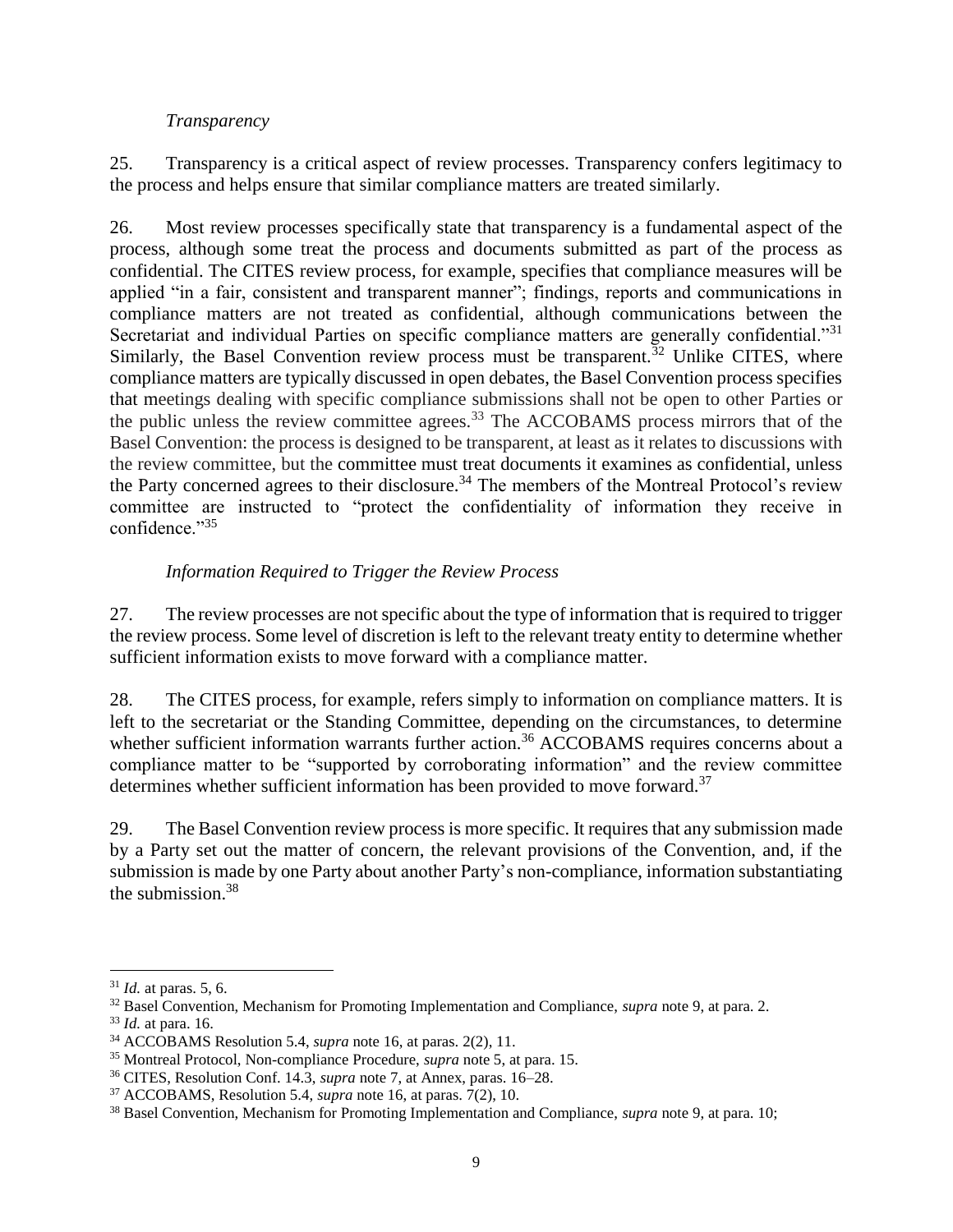*Transparency*

25. Transparency is a critical aspect of review processes. Transparency confers legitimacy to the process and helps ensure that similar compliance matters are treated similarly.

26. Most review processes specifically state that transparency is a fundamental aspect of the process, although some treat the process and documents submitted as part of the process as confidential. The CITES review process, for example, specifies that compliance measures will be applied "in a fair, consistent and transparent manner"; findings, reports and communications in compliance matters are not treated as confidential, although communications between the Secretariat and individual Parties on specific compliance matters are generally confidential."[31] Similarly, the Basel Convention review process must be transparent.[32] Unlike CITES, where compliance matters are typically discussed in open debates, the Basel Convention process specifies that meetings dealing with specific compliance submissions shall not be open to other Parties or the public unless the review committee agrees.[33] The ACCOBAMS process mirrors that of the Basel Convention: the process is designed to be transparent, at least as it relates to discussions with the review committee, but the committee must treat documents it examines as confidential, unless the Party concerned agrees to their disclosure.[34] The members of the Montreal Protocol's review committee are instructed to "protect the confidentiality of information they receive in confidence."[35]

*Information Required to Trigger the Review Process*

27. The review processes are not specific about the type of information that is required to trigger the review process. Some level of discretion is left to the relevant treaty entity to determine whether sufficient information exists to move forward with a compliance matter.

28. The CITES process, for example, refers simply to information on compliance matters. It is left to the secretariat or the Standing Committee, depending on the circumstances, to determine whether sufficient information warrants further action.[36] ACCOBAMS requires concerns about a compliance matter to be "supported by corroborating information" and the review committee determines whether sufficient information has been provided to move forward.[37]

29. The Basel Convention review process is more specific. It requires that any submission made by a Party set out the matter of concern, the relevant provisions of the Convention, and, if the submission is made by one Party about another Party's non-compliance, information substantiating the submission.[38]

---

[31] *Id.* at paras. 5, 6.

[32] Basel Convention, Mechanism for Promoting Implementation and Compliance, *supra* note 9, at para. 2.

[33] *Id.* at para. 16.

[34] ACCOBAMS Resolution 5.4, *supra* note 16, at paras. 2(2), 11.

[35] Montreal Protocol, Non-compliance Procedure, *supra* note 5, at para. 15.

[36] CITES, Resolution Conf. 14.3, *supra* note 7, at Annex, paras. 16–28.

[37] ACCOBAMS, Resolution 5.4, *supra* note 16, at paras. 7(2), 10.

[38] Basel Convention, Mechanism for Promoting Implementation and Compliance, *supra* note 9, at para. 10;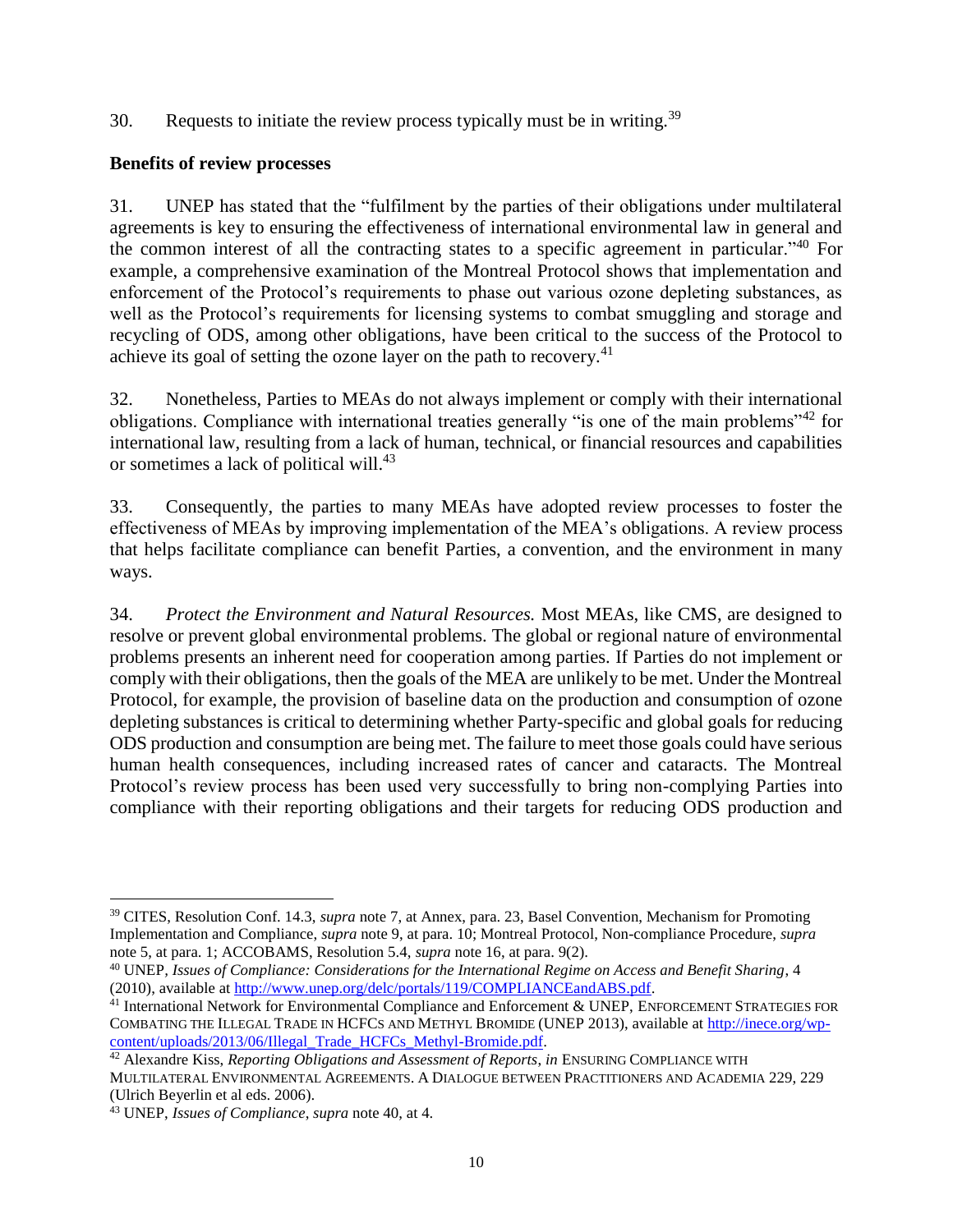30. Requests to initiate the review process typically must be in writing.[39]

**Benefits of review processes**

31. UNEP has stated that the "fulfilment by the parties of their obligations under multilateral agreements is key to ensuring the effectiveness of international environmental law in general and the common interest of all the contracting states to a specific agreement in particular."[40] For example, a comprehensive examination of the Montreal Protocol shows that implementation and enforcement of the Protocol's requirements to phase out various ozone depleting substances, as well as the Protocol's requirements for licensing systems to combat smuggling and storage and recycling of ODS, among other obligations, have been critical to the success of the Protocol to achieve its goal of setting the ozone layer on the path to recovery.[41]

32. Nonetheless, Parties to MEAs do not always implement or comply with their international obligations. Compliance with international treaties generally "is one of the main problems"[42] for international law, resulting from a lack of human, technical, or financial resources and capabilities or sometimes a lack of political will.[43]

33. Consequently, the parties to many MEAs have adopted review processes to foster the effectiveness of MEAs by improving implementation of the MEA's obligations. A review process that helps facilitate compliance can benefit Parties, a convention, and the environment in many ways.

34. *Protect the Environment and Natural Resources.* Most MEAs, like CMS, are designed to resolve or prevent global environmental problems. The global or regional nature of environmental problems presents an inherent need for cooperation among parties. If Parties do not implement or comply with their obligations, then the goals of the MEA are unlikely to be met. Under the Montreal Protocol, for example, the provision of baseline data on the production and consumption of ozone depleting substances is critical to determining whether Party-specific and global goals for reducing ODS production and consumption are being met. The failure to meet those goals could have serious human health consequences, including increased rates of cancer and cataracts. The Montreal Protocol's review process has been used very successfully to bring non-complying Parties into compliance with their reporting obligations and their targets for reducing ODS production and

---

[39] CITES, Resolution Conf. 14.3, *supra* note 7, at Annex, para. 23, Basel Convention, Mechanism for Promoting Implementation and Compliance, *supra* note 9, at para. 10; Montreal Protocol, Non-compliance Procedure, *supra* note 5, at para. 1; ACCOBAMS, Resolution 5.4, *supra* note 16, at para. 9(2).

[40] UNEP, *Issues of Compliance: Considerations for the International Regime on Access and Benefit Sharing*, 4 (2010), available at http://www.unep.org/delc/portals/119/COMPLIANCEandABS.pdf.

[41] International Network for Environmental Compliance and Enforcement & UNEP, ENFORCEMENT STRATEGIES FOR COMBATING THE ILLEGAL TRADE IN HCFCS AND METHYL BROMIDE (UNEP 2013), available at http://inece.org/wp-content/uploads/2013/06/Illegal_Trade_HCFCs_Methyl-Bromide.pdf.

[42] Alexandre Kiss, *Reporting Obligations and Assessment of Reports*, *in* ENSURING COMPLIANCE WITH MULTILATERAL ENVIRONMENTAL AGREEMENTS. A DIALOGUE BETWEEN PRACTITIONERS AND ACADEMIA 229, 229 (Ulrich Beyerlin et al eds. 2006).

[43] UNEP, *Issues of Compliance*, *supra* note 40, at 4.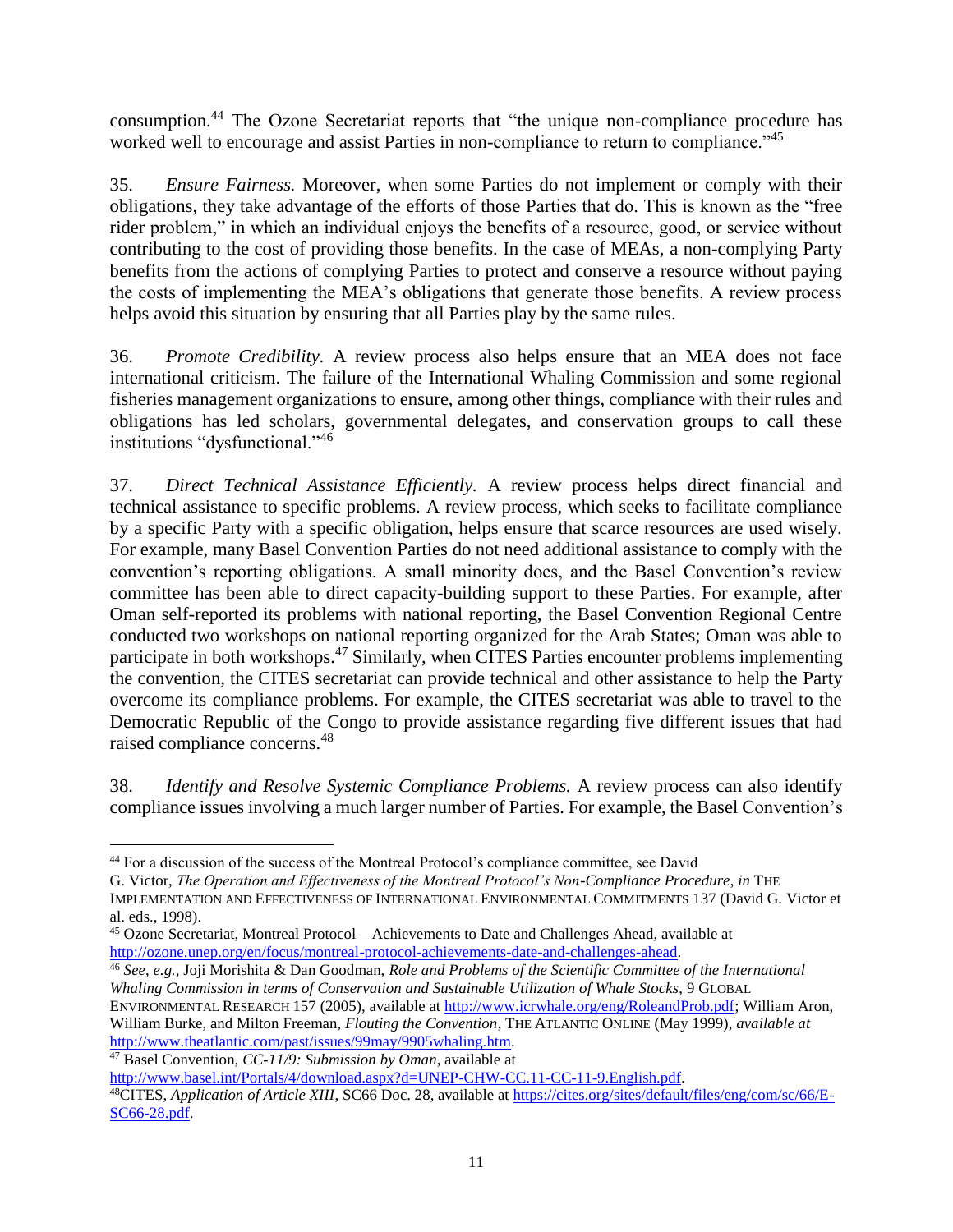consumption.[44] The Ozone Secretariat reports that "the unique non-compliance procedure has worked well to encourage and assist Parties in non-compliance to return to compliance."[45]

35. *Ensure Fairness.* Moreover, when some Parties do not implement or comply with their obligations, they take advantage of the efforts of those Parties that do. This is known as the "free rider problem," in which an individual enjoys the benefits of a resource, good, or service without contributing to the cost of providing those benefits. In the case of MEAs, a non-complying Party benefits from the actions of complying Parties to protect and conserve a resource without paying the costs of implementing the MEA's obligations that generate those benefits. A review process helps avoid this situation by ensuring that all Parties play by the same rules.

36. *Promote Credibility.* A review process also helps ensure that an MEA does not face international criticism. The failure of the International Whaling Commission and some regional fisheries management organizations to ensure, among other things, compliance with their rules and obligations has led scholars, governmental delegates, and conservation groups to call these institutions "dysfunctional."[46]

37. *Direct Technical Assistance Efficiently.* A review process helps direct financial and technical assistance to specific problems. A review process, which seeks to facilitate compliance by a specific Party with a specific obligation, helps ensure that scarce resources are used wisely. For example, many Basel Convention Parties do not need additional assistance to comply with the convention's reporting obligations. A small minority does, and the Basel Convention's review committee has been able to direct capacity-building support to these Parties. For example, after Oman self-reported its problems with national reporting, the Basel Convention Regional Centre conducted two workshops on national reporting organized for the Arab States; Oman was able to participate in both workshops.[47] Similarly, when CITES Parties encounter problems implementing the convention, the CITES secretariat can provide technical and other assistance to help the Party overcome its compliance problems. For example, the CITES secretariat was able to travel to the Democratic Republic of the Congo to provide assistance regarding five different issues that had raised compliance concerns.[48]

38. *Identify and Resolve Systemic Compliance Problems.* A review process can also identify compliance issues involving a much larger number of Parties. For example, the Basel Convention's

---

[44] For a discussion of the success of the Montreal Protocol's compliance committee, see David G. Victor, *The Operation and Effectiveness of the Montreal Protocol's Non-Compliance Procedure*, *in* THE IMPLEMENTATION AND EFFECTIVENESS OF INTERNATIONAL ENVIRONMENTAL COMMITMENTS 137 (David G. Victor et al. eds., 1998).

[45] Ozone Secretariat, Montreal Protocol—Achievements to Date and Challenges Ahead, available at http://ozone.unep.org/en/focus/montreal-protocol-achievements-date-and-challenges-ahead.

[46] *See, e.g.*, Joji Morishita & Dan Goodman, *Role and Problems of the Scientific Committee of the International Whaling Commission in terms of Conservation and Sustainable Utilization of Whale Stocks*, 9 GLOBAL ENVIRONMENTAL RESEARCH 157 (2005), available at http://www.icrwhale.org/eng/RoleandProb.pdf; William Aron, William Burke, and Milton Freeman, *Flouting the Convention*, THE ATLANTIC ONLINE (May 1999), *available at* http://www.theatlantic.com/past/issues/99may/9905whaling.htm.

[47] Basel Convention, *CC-11/9: Submission by Oman*, available at http://www.basel.int/Portals/4/download.aspx?d=UNEP-CHW-CC.11-CC-11-9.English.pdf.

[48] CITES, *Application of Article XIII*, SC66 Doc. 28, available at https://cites.org/sites/default/files/eng/com/sc/66/E-SC66-28.pdf.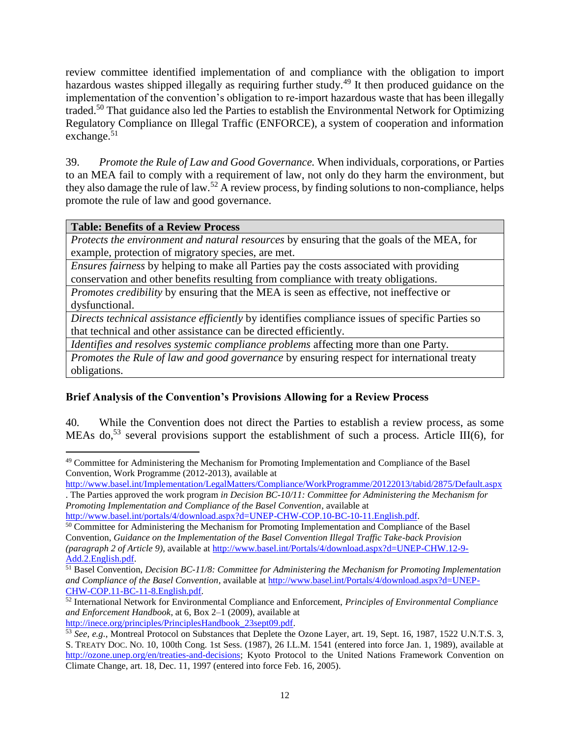review committee identified implementation of and compliance with the obligation to import hazardous wastes shipped illegally as requiring further study.[49] It then produced guidance on the implementation of the convention's obligation to re-import hazardous waste that has been illegally traded.[50] That guidance also led the Parties to establish the Environmental Network for Optimizing Regulatory Compliance on Illegal Traffic (ENFORCE), a system of cooperation and information exchange.[51]

39. *Promote the Rule of Law and Good Governance.* When individuals, corporations, or Parties to an MEA fail to comply with a requirement of law, not only do they harm the environment, but they also damage the rule of law.[52] A review process, by finding solutions to non-compliance, helps promote the rule of law and good governance.

| **Table: Benefits of a Review Process** |
|---|
| *Protects the environment and natural resources* by ensuring that the goals of the MEA, for example, protection of migratory species, are met. |
| *Ensures fairness* by helping to make all Parties pay the costs associated with providing conservation and other benefits resulting from compliance with treaty obligations. |
| *Promotes credibility* by ensuring that the MEA is seen as effective, not ineffective or dysfunctional. |
| *Directs technical assistance efficiently* by identifies compliance issues of specific Parties so that technical and other assistance can be directed efficiently. |
| *Identifies and resolves systemic compliance problems* affecting more than one Party. |
| *Promotes the Rule of law and good governance* by ensuring respect for international treaty obligations. |

**Brief Analysis of the Convention's Provisions Allowing for a Review Process**

40. While the Convention does not direct the Parties to establish a review process, as some MEAs do,[53] several provisions support the establishment of such a process. Article III(6), for

---

[49] Committee for Administering the Mechanism for Promoting Implementation and Compliance of the Basel Convention, Work Programme (2012-2013), available at http://www.basel.int/Implementation/LegalMatters/Compliance/WorkProgramme/20122013/tabid/2875/Default.aspx. The Parties approved the work program *in Decision BC-10/11: Committee for Administering the Mechanism for Promoting Implementation and Compliance of the Basel Convention*, available at http://www.basel.int/portals/4/download.aspx?d=UNEP-CHW-COP.10-BC-10-11.English.pdf.

[50] Committee for Administering the Mechanism for Promoting Implementation and Compliance of the Basel Convention, *Guidance on the Implementation of the Basel Convention Illegal Traffic Take-back Provision (paragraph 2 of Article 9)*, available at http://www.basel.int/Portals/4/download.aspx?d=UNEP-CHW.12-9-Add.2.English.pdf.

[51] Basel Convention, *Decision BC-11/8: Committee for Administering the Mechanism for Promoting Implementation and Compliance of the Basel Convention*, available at http://www.basel.int/Portals/4/download.aspx?d=UNEP-CHW-COP.11-BC-11-8.English.pdf.

[52] International Network for Environmental Compliance and Enforcement, *Principles of Environmental Compliance and Enforcement Handbook*, at 6, Box 2–1 (2009), available at http://inece.org/principles/PrinciplesHandbook_23sept09.pdf.

[53] *See, e.g.*, Montreal Protocol on Substances that Deplete the Ozone Layer, art. 19, Sept. 16, 1987, 1522 U.N.T.S. 3, S. TREATY DOC. NO. 10, 100th Cong. 1st Sess. (1987), 26 I.L.M. 1541 (entered into force Jan. 1, 1989), available at http://ozone.unep.org/en/treaties-and-decisions; Kyoto Protocol to the United Nations Framework Convention on Climate Change, art. 18, Dec. 11, 1997 (entered into force Feb. 16, 2005).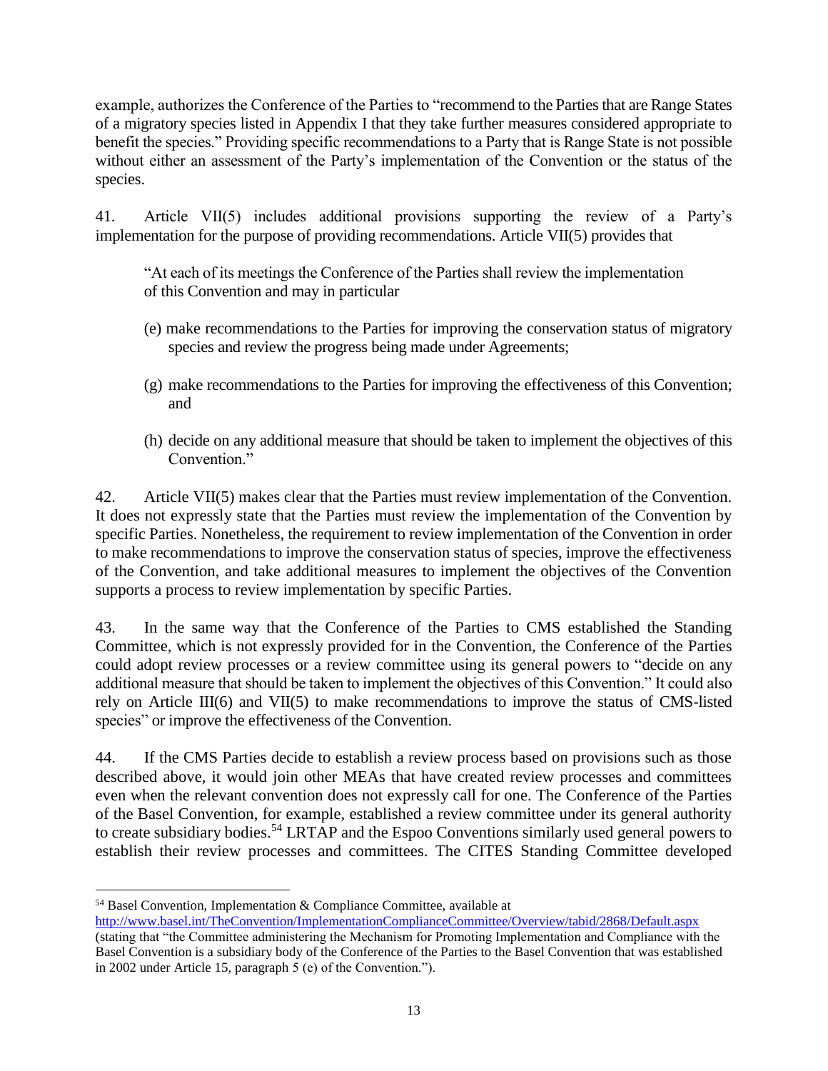example, authorizes the Conference of the Parties to "recommend to the Parties that are Range States of a migratory species listed in Appendix I that they take further measures considered appropriate to benefit the species." Providing specific recommendations to a Party that is Range State is not possible without either an assessment of the Party's implementation of the Convention or the status of the species.

41. Article VII(5) includes additional provisions supporting the review of a Party's implementation for the purpose of providing recommendations. Article VII(5) provides that

> "At each of its meetings the Conference of the Parties shall review the implementation of this Convention and may in particular
>
> (e) make recommendations to the Parties for improving the conservation status of migratory species and review the progress being made under Agreements;
>
> (g) make recommendations to the Parties for improving the effectiveness of this Convention; and
>
> (h) decide on any additional measure that should be taken to implement the objectives of this Convention."

42. Article VII(5) makes clear that the Parties must review implementation of the Convention. It does not expressly state that the Parties must review the implementation of the Convention by specific Parties. Nonetheless, the requirement to review implementation of the Convention in order to make recommendations to improve the conservation status of species, improve the effectiveness of the Convention, and take additional measures to implement the objectives of the Convention supports a process to review implementation by specific Parties.

43. In the same way that the Conference of the Parties to CMS established the Standing Committee, which is not expressly provided for in the Convention, the Conference of the Parties could adopt review processes or a review committee using its general powers to "decide on any additional measure that should be taken to implement the objectives of this Convention." It could also rely on Article III(6) and VII(5) to make recommendations to improve the status of CMS-listed species" or improve the effectiveness of the Convention.

44. If the CMS Parties decide to establish a review process based on provisions such as those described above, it would join other MEAs that have created review processes and committees even when the relevant convention does not expressly call for one. The Conference of the Parties of the Basel Convention, for example, established a review committee under its general authority to create subsidiary bodies.[54] LRTAP and the Espoo Conventions similarly used general powers to establish their review processes and committees. The CITES Standing Committee developed

---

[54] Basel Convention, Implementation & Compliance Committee, available at http://www.basel.int/TheConvention/ImplementationComplianceCommittee/Overview/tabid/2868/Default.aspx (stating that "the Committee administering the Mechanism for Promoting Implementation and Compliance with the Basel Convention is a subsidiary body of the Conference of the Parties to the Basel Convention that was established in 2002 under Article 15, paragraph 5 (e) of the Convention.").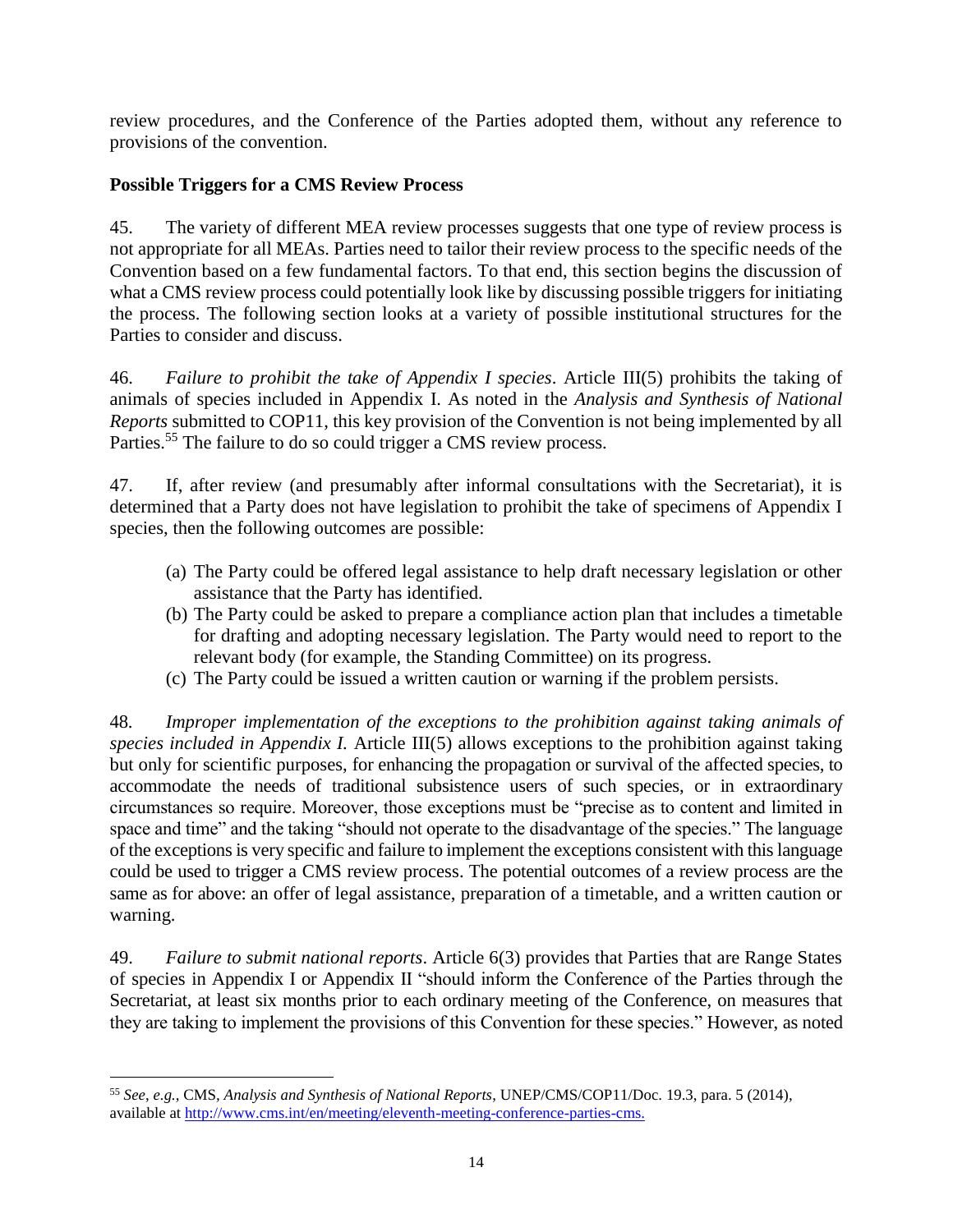review procedures, and the Conference of the Parties adopted them, without any reference to provisions of the convention.

**Possible Triggers for a CMS Review Process**

45. The variety of different MEA review processes suggests that one type of review process is not appropriate for all MEAs. Parties need to tailor their review process to the specific needs of the Convention based on a few fundamental factors. To that end, this section begins the discussion of what a CMS review process could potentially look like by discussing possible triggers for initiating the process. The following section looks at a variety of possible institutional structures for the Parties to consider and discuss.

46. *Failure to prohibit the take of Appendix I species*. Article III(5) prohibits the taking of animals of species included in Appendix I. As noted in the *Analysis and Synthesis of National Reports* submitted to COP11, this key provision of the Convention is not being implemented by all Parties.[55] The failure to do so could trigger a CMS review process.

47. If, after review (and presumably after informal consultations with the Secretariat), it is determined that a Party does not have legislation to prohibit the take of specimens of Appendix I species, then the following outcomes are possible:

(a) The Party could be offered legal assistance to help draft necessary legislation or other assistance that the Party has identified.
(b) The Party could be asked to prepare a compliance action plan that includes a timetable for drafting and adopting necessary legislation. The Party would need to report to the relevant body (for example, the Standing Committee) on its progress.
(c) The Party could be issued a written caution or warning if the problem persists.

48. *Improper implementation of the exceptions to the prohibition against taking animals of species included in Appendix I.* Article III(5) allows exceptions to the prohibition against taking but only for scientific purposes, for enhancing the propagation or survival of the affected species, to accommodate the needs of traditional subsistence users of such species, or in extraordinary circumstances so require. Moreover, those exceptions must be "precise as to content and limited in space and time" and the taking "should not operate to the disadvantage of the species." The language of the exceptions is very specific and failure to implement the exceptions consistent with this language could be used to trigger a CMS review process. The potential outcomes of a review process are the same as for above: an offer of legal assistance, preparation of a timetable, and a written caution or warning.

49. *Failure to submit national reports*. Article 6(3) provides that Parties that are Range States of species in Appendix I or Appendix II "should inform the Conference of the Parties through the Secretariat, at least six months prior to each ordinary meeting of the Conference, on measures that they are taking to implement the provisions of this Convention for these species." However, as noted

---

[55] *See, e.g.*, CMS, *Analysis and Synthesis of National Reports*, UNEP/CMS/COP11/Doc. 19.3, para. 5 (2014), available at http://www.cms.int/en/meeting/eleventh-meeting-conference-parties-cms.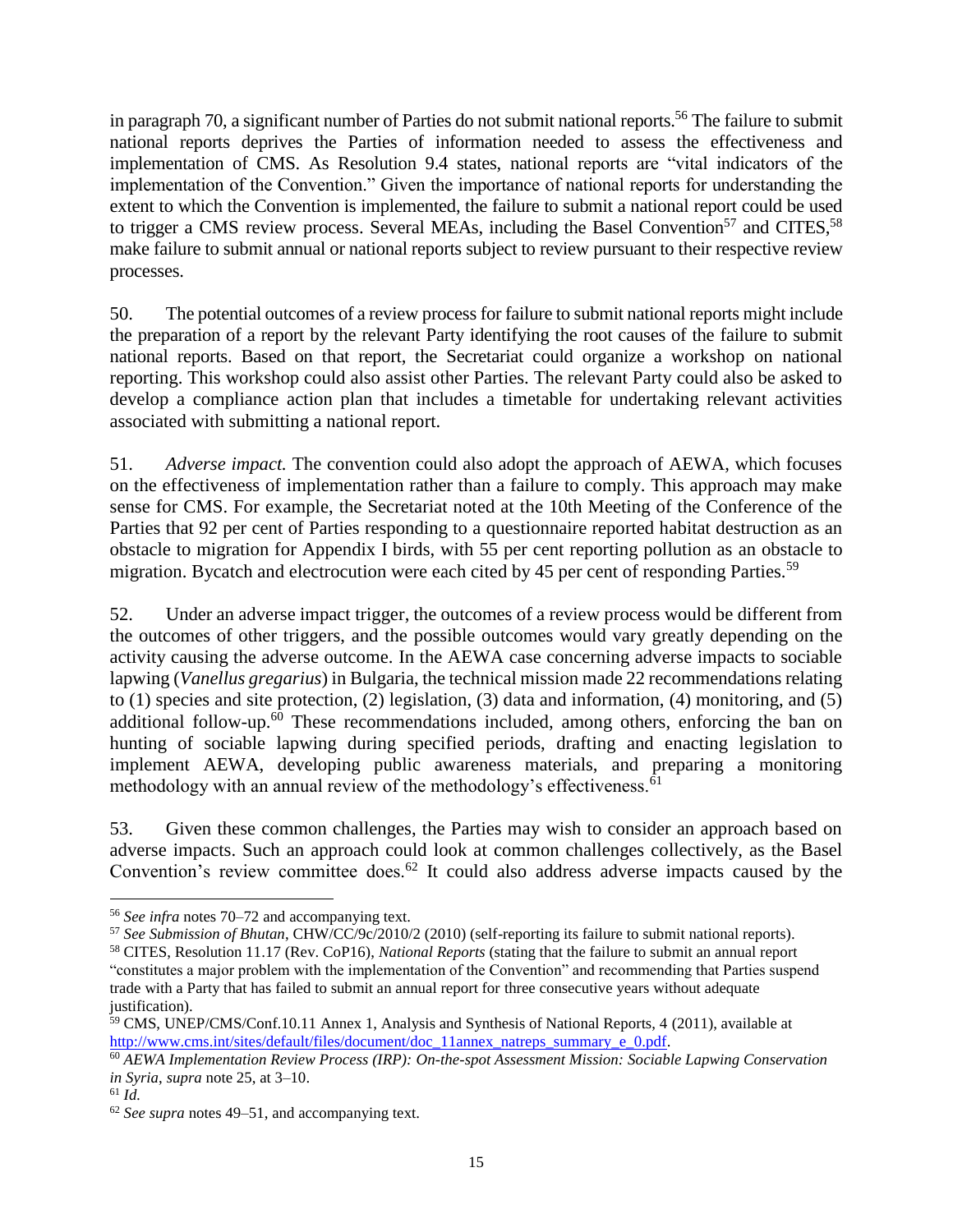in paragraph 70, a significant number of Parties do not submit national reports.[56] The failure to submit national reports deprives the Parties of information needed to assess the effectiveness and implementation of CMS. As Resolution 9.4 states, national reports are "vital indicators of the implementation of the Convention." Given the importance of national reports for understanding the extent to which the Convention is implemented, the failure to submit a national report could be used to trigger a CMS review process. Several MEAs, including the Basel Convention[57] and CITES,[58] make failure to submit annual or national reports subject to review pursuant to their respective review processes.

50. The potential outcomes of a review process for failure to submit national reports might include the preparation of a report by the relevant Party identifying the root causes of the failure to submit national reports. Based on that report, the Secretariat could organize a workshop on national reporting. This workshop could also assist other Parties. The relevant Party could also be asked to develop a compliance action plan that includes a timetable for undertaking relevant activities associated with submitting a national report.

51. *Adverse impact.* The convention could also adopt the approach of AEWA, which focuses on the effectiveness of implementation rather than a failure to comply. This approach may make sense for CMS. For example, the Secretariat noted at the 10th Meeting of the Conference of the Parties that 92 per cent of Parties responding to a questionnaire reported habitat destruction as an obstacle to migration for Appendix I birds, with 55 per cent reporting pollution as an obstacle to migration. Bycatch and electrocution were each cited by 45 per cent of responding Parties.[59]

52. Under an adverse impact trigger, the outcomes of a review process would be different from the outcomes of other triggers, and the possible outcomes would vary greatly depending on the activity causing the adverse outcome. In the AEWA case concerning adverse impacts to sociable lapwing (*Vanellus gregarius*) in Bulgaria, the technical mission made 22 recommendations relating to (1) species and site protection, (2) legislation, (3) data and information, (4) monitoring, and (5) additional follow-up.[60] These recommendations included, among others, enforcing the ban on hunting of sociable lapwing during specified periods, drafting and enacting legislation to implement AEWA, developing public awareness materials, and preparing a monitoring methodology with an annual review of the methodology's effectiveness.[61]

53. Given these common challenges, the Parties may wish to consider an approach based on adverse impacts. Such an approach could look at common challenges collectively, as the Basel Convention's review committee does.[62] It could also address adverse impacts caused by the

---

[56] *See infra* notes 70–72 and accompanying text.

[57] *See Submission of Bhutan*, CHW/CC/9c/2010/2 (2010) (self-reporting its failure to submit national reports).

[58] CITES, Resolution 11.17 (Rev. CoP16), *National Reports* (stating that the failure to submit an annual report "constitutes a major problem with the implementation of the Convention" and recommending that Parties suspend trade with a Party that has failed to submit an annual report for three consecutive years without adequate justification).

[59] CMS, UNEP/CMS/Conf.10.11 Annex 1, Analysis and Synthesis of National Reports, 4 (2011), available at http://www.cms.int/sites/default/files/document/doc_11annex_natreps_summary_e_0.pdf.

[60] *AEWA Implementation Review Process (IRP): On-the-spot Assessment Mission: Sociable Lapwing Conservation in Syria*, *supra* note 25, at 3–10.

[61] *Id.*

[62] *See supra* notes 49–51, and accompanying text.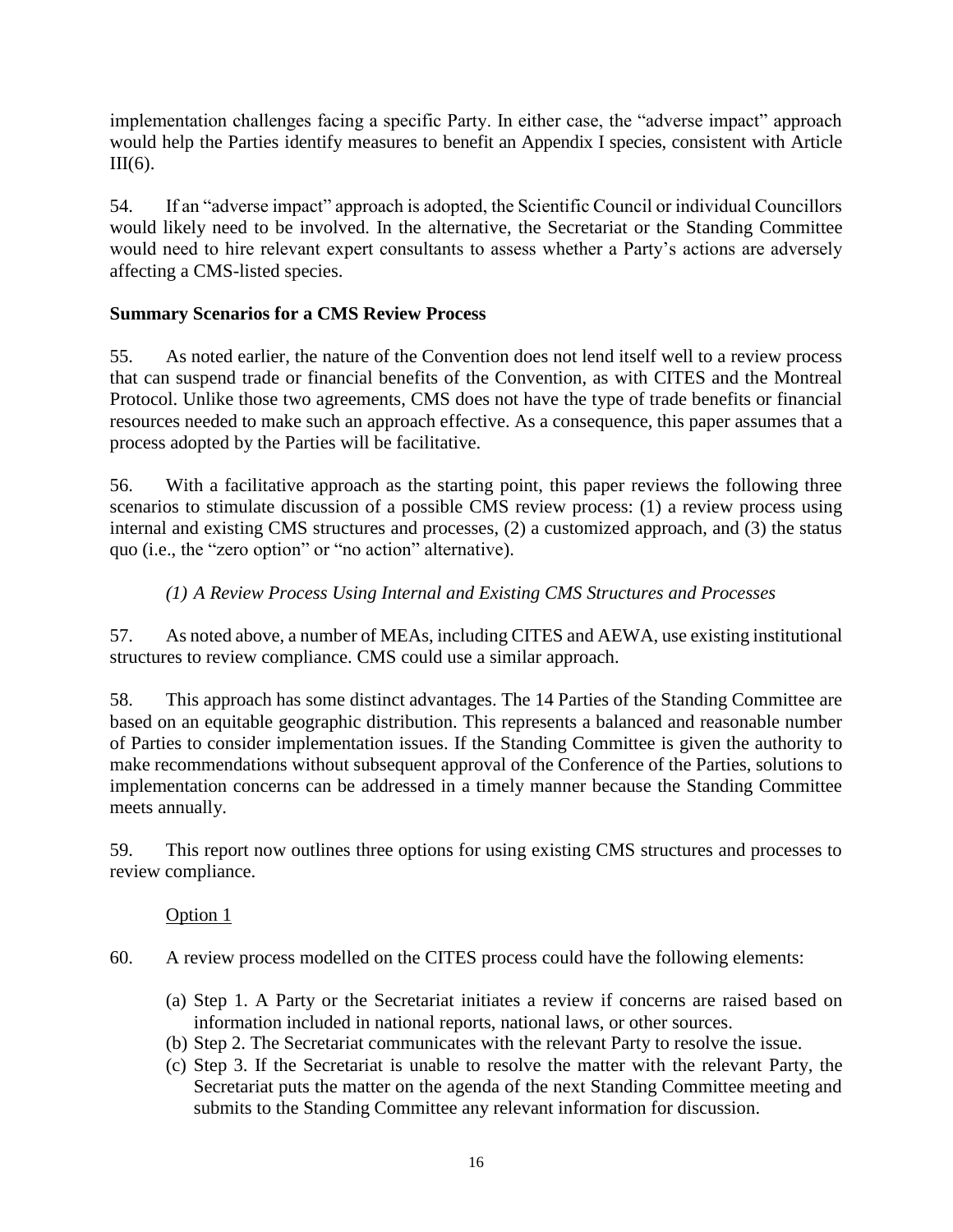implementation challenges facing a specific Party. In either case, the "adverse impact" approach would help the Parties identify measures to benefit an Appendix I species, consistent with Article III(6).

54. If an "adverse impact" approach is adopted, the Scientific Council or individual Councillors would likely need to be involved. In the alternative, the Secretariat or the Standing Committee would need to hire relevant expert consultants to assess whether a Party's actions are adversely affecting a CMS-listed species.

**Summary Scenarios for a CMS Review Process**

55. As noted earlier, the nature of the Convention does not lend itself well to a review process that can suspend trade or financial benefits of the Convention, as with CITES and the Montreal Protocol. Unlike those two agreements, CMS does not have the type of trade benefits or financial resources needed to make such an approach effective. As a consequence, this paper assumes that a process adopted by the Parties will be facilitative.

56. With a facilitative approach as the starting point, this paper reviews the following three scenarios to stimulate discussion of a possible CMS review process: (1) a review process using internal and existing CMS structures and processes, (2) a customized approach, and (3) the status quo (i.e., the "zero option" or "no action" alternative).

*(1) A Review Process Using Internal and Existing CMS Structures and Processes*

57. As noted above, a number of MEAs, including CITES and AEWA, use existing institutional structures to review compliance. CMS could use a similar approach.

58. This approach has some distinct advantages. The 14 Parties of the Standing Committee are based on an equitable geographic distribution. This represents a balanced and reasonable number of Parties to consider implementation issues. If the Standing Committee is given the authority to make recommendations without subsequent approval of the Conference of the Parties, solutions to implementation concerns can be addressed in a timely manner because the Standing Committee meets annually.

59. This report now outlines three options for using existing CMS structures and processes to review compliance.

<u>Option 1</u>

60. A review process modelled on the CITES process could have the following elements:

(a) Step 1. A Party or the Secretariat initiates a review if concerns are raised based on information included in national reports, national laws, or other sources.
(b) Step 2. The Secretariat communicates with the relevant Party to resolve the issue.
(c) Step 3. If the Secretariat is unable to resolve the matter with the relevant Party, the Secretariat puts the matter on the agenda of the next Standing Committee meeting and submits to the Standing Committee any relevant information for discussion.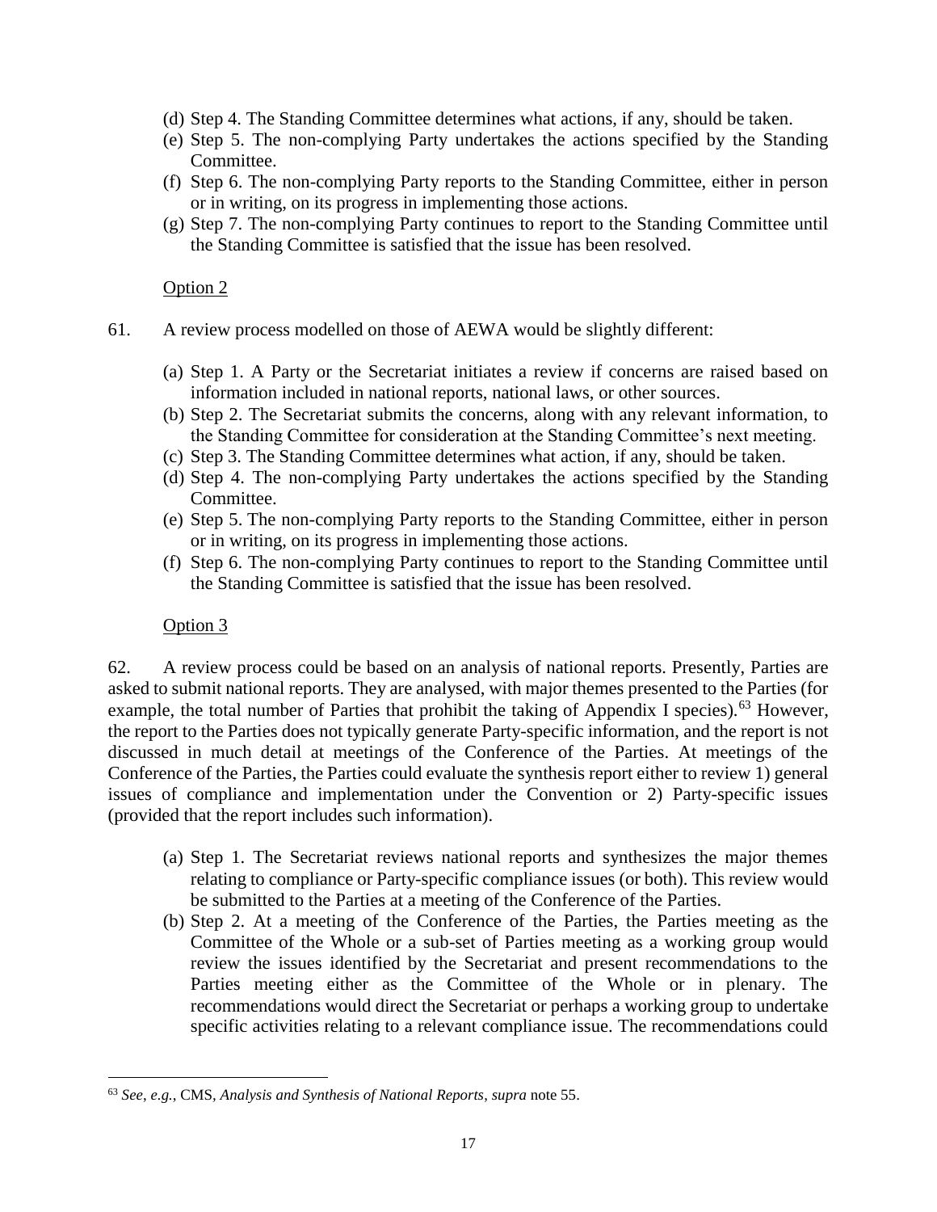(d) Step 4. The Standing Committee determines what actions, if any, should be taken.
(e) Step 5. The non-complying Party undertakes the actions specified by the Standing Committee.
(f) Step 6. The non-complying Party reports to the Standing Committee, either in person or in writing, on its progress in implementing those actions.
(g) Step 7. The non-complying Party continues to report to the Standing Committee until the Standing Committee is satisfied that the issue has been resolved.

Option 2

61. A review process modelled on those of AEWA would be slightly different:

(a) Step 1. A Party or the Secretariat initiates a review if concerns are raised based on information included in national reports, national laws, or other sources.
(b) Step 2. The Secretariat submits the concerns, along with any relevant information, to the Standing Committee for consideration at the Standing Committee's next meeting.
(c) Step 3. The Standing Committee determines what action, if any, should be taken.
(d) Step 4. The non-complying Party undertakes the actions specified by the Standing Committee.
(e) Step 5. The non-complying Party reports to the Standing Committee, either in person or in writing, on its progress in implementing those actions.
(f) Step 6. The non-complying Party continues to report to the Standing Committee until the Standing Committee is satisfied that the issue has been resolved.

Option 3

62. A review process could be based on an analysis of national reports. Presently, Parties are asked to submit national reports. They are analysed, with major themes presented to the Parties (for example, the total number of Parties that prohibit the taking of Appendix I species).[63] However, the report to the Parties does not typically generate Party-specific information, and the report is not discussed in much detail at meetings of the Conference of the Parties. At meetings of the Conference of the Parties, the Parties could evaluate the synthesis report either to review 1) general issues of compliance and implementation under the Convention or 2) Party-specific issues (provided that the report includes such information).

(a) Step 1. The Secretariat reviews national reports and synthesizes the major themes relating to compliance or Party-specific compliance issues (or both). This review would be submitted to the Parties at a meeting of the Conference of the Parties.
(b) Step 2. At a meeting of the Conference of the Parties, the Parties meeting as the Committee of the Whole or a sub-set of Parties meeting as a working group would review the issues identified by the Secretariat and present recommendations to the Parties meeting either as the Committee of the Whole or in plenary. The recommendations would direct the Secretariat or perhaps a working group to undertake specific activities relating to a relevant compliance issue. The recommendations could

[63] *See*, *e.g.*, CMS, *Analysis and Synthesis of National Reports*, *supra* note 55.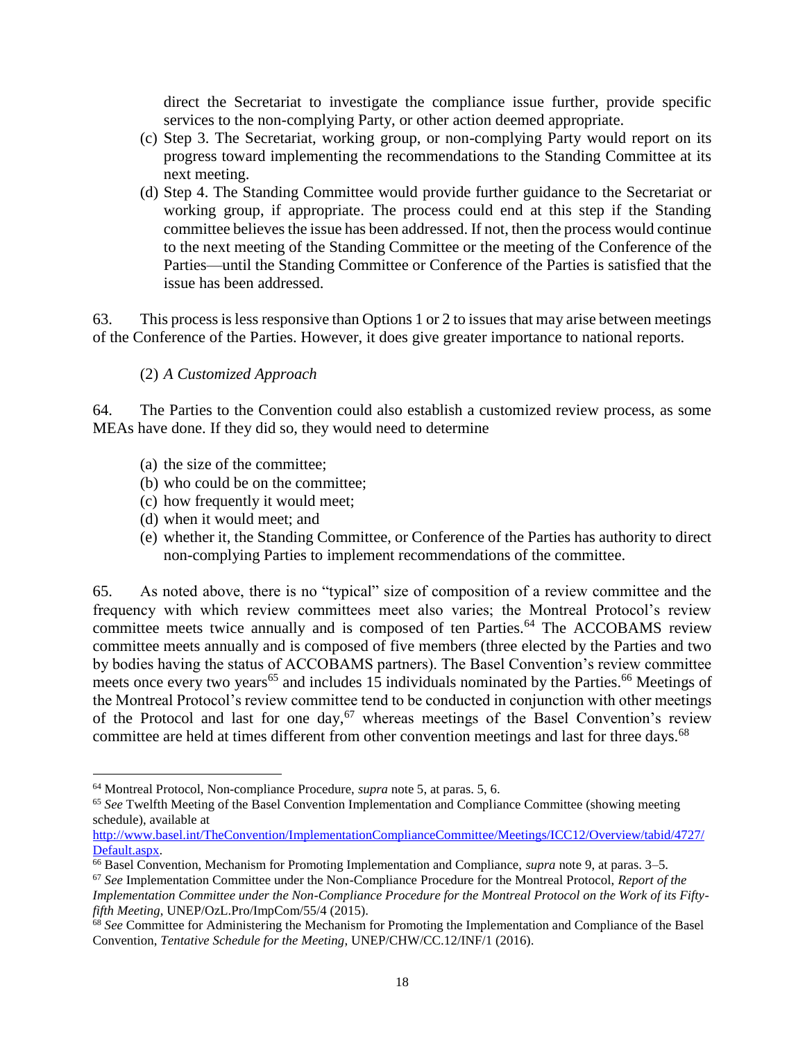direct the Secretariat to investigate the compliance issue further, provide specific services to the non-complying Party, or other action deemed appropriate.

(c) Step 3. The Secretariat, working group, or non-complying Party would report on its progress toward implementing the recommendations to the Standing Committee at its next meeting.

(d) Step 4. The Standing Committee would provide further guidance to the Secretariat or working group, if appropriate. The process could end at this step if the Standing committee believes the issue has been addressed. If not, then the process would continue to the next meeting of the Standing Committee or the meeting of the Conference of the Parties—until the Standing Committee or Conference of the Parties is satisfied that the issue has been addressed.

63. This process is less responsive than Options 1 or 2 to issues that may arise between meetings of the Conference of the Parties. However, it does give greater importance to national reports.

(2) *A Customized Approach*

64. The Parties to the Convention could also establish a customized review process, as some MEAs have done. If they did so, they would need to determine

(a) the size of the committee;
(b) who could be on the committee;
(c) how frequently it would meet;
(d) when it would meet; and
(e) whether it, the Standing Committee, or Conference of the Parties has authority to direct non-complying Parties to implement recommendations of the committee.

65. As noted above, there is no "typical" size of composition of a review committee and the frequency with which review committees meet also varies; the Montreal Protocol's review committee meets twice annually and is composed of ten Parties.[64] The ACCOBAMS review committee meets annually and is composed of five members (three elected by the Parties and two by bodies having the status of ACCOBAMS partners). The Basel Convention's review committee meets once every two years[65] and includes 15 individuals nominated by the Parties.[66] Meetings of the Montreal Protocol's review committee tend to be conducted in conjunction with other meetings of the Protocol and last for one day,[67] whereas meetings of the Basel Convention's review committee are held at times different from other convention meetings and last for three days.[68]

---

[64] Montreal Protocol, Non-compliance Procedure, *supra* note 5, at paras. 5, 6.

[65] *See* Twelfth Meeting of the Basel Convention Implementation and Compliance Committee (showing meeting schedule), available at http://www.basel.int/TheConvention/ImplementationComplianceCommittee/Meetings/ICC12/Overview/tabid/4727/Default.aspx.

[66] Basel Convention, Mechanism for Promoting Implementation and Compliance, *supra* note 9, at paras. 3–5.

[67] *See* Implementation Committee under the Non-Compliance Procedure for the Montreal Protocol, *Report of the Implementation Committee under the Non-Compliance Procedure for the Montreal Protocol on the Work of its Fifty-fifth Meeting*, UNEP/OzL.Pro/ImpCom/55/4 (2015).

[68] *See* Committee for Administering the Mechanism for Promoting the Implementation and Compliance of the Basel Convention, *Tentative Schedule for the Meeting*, UNEP/CHW/CC.12/INF/1 (2016).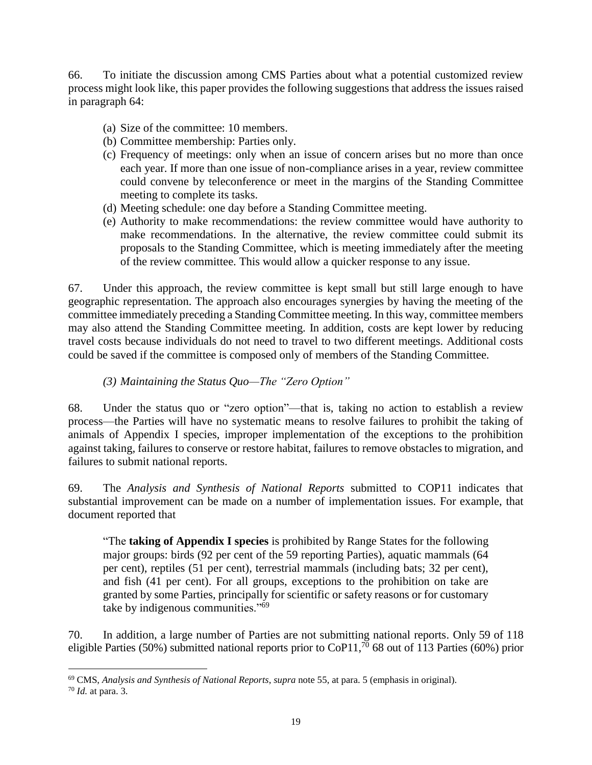66. To initiate the discussion among CMS Parties about what a potential customized review process might look like, this paper provides the following suggestions that address the issues raised in paragraph 64:

(a) Size of the committee: 10 members.
(b) Committee membership: Parties only.
(c) Frequency of meetings: only when an issue of concern arises but no more than once each year. If more than one issue of non-compliance arises in a year, review committee could convene by teleconference or meet in the margins of the Standing Committee meeting to complete its tasks.
(d) Meeting schedule: one day before a Standing Committee meeting.
(e) Authority to make recommendations: the review committee would have authority to make recommendations. In the alternative, the review committee could submit its proposals to the Standing Committee, which is meeting immediately after the meeting of the review committee. This would allow a quicker response to any issue.

67. Under this approach, the review committee is kept small but still large enough to have geographic representation. The approach also encourages synergies by having the meeting of the committee immediately preceding a Standing Committee meeting. In this way, committee members may also attend the Standing Committee meeting. In addition, costs are kept lower by reducing travel costs because individuals do not need to travel to two different meetings. Additional costs could be saved if the committee is composed only of members of the Standing Committee.

*(3) Maintaining the Status Quo—The "Zero Option"*

68. Under the status quo or "zero option"—that is, taking no action to establish a review process—the Parties will have no systematic means to resolve failures to prohibit the taking of animals of Appendix I species, improper implementation of the exceptions to the prohibition against taking, failures to conserve or restore habitat, failures to remove obstacles to migration, and failures to submit national reports.

69. The *Analysis and Synthesis of National Reports* submitted to COP11 indicates that substantial improvement can be made on a number of implementation issues. For example, that document reported that

> "The **taking of Appendix I species** is prohibited by Range States for the following major groups: birds (92 per cent of the 59 reporting Parties), aquatic mammals (64 per cent), reptiles (51 per cent), terrestrial mammals (including bats; 32 per cent), and fish (41 per cent). For all groups, exceptions to the prohibition on take are granted by some Parties, principally for scientific or safety reasons or for customary take by indigenous communities."[69]

70. In addition, a large number of Parties are not submitting national reports. Only 59 of 118 eligible Parties (50%) submitted national reports prior to CoP11,[70] 68 out of 113 Parties (60%) prior

---

[69] CMS, *Analysis and Synthesis of National Reports, supra* note 55, at para. 5 (emphasis in original).

[70] *Id.* at para. 3.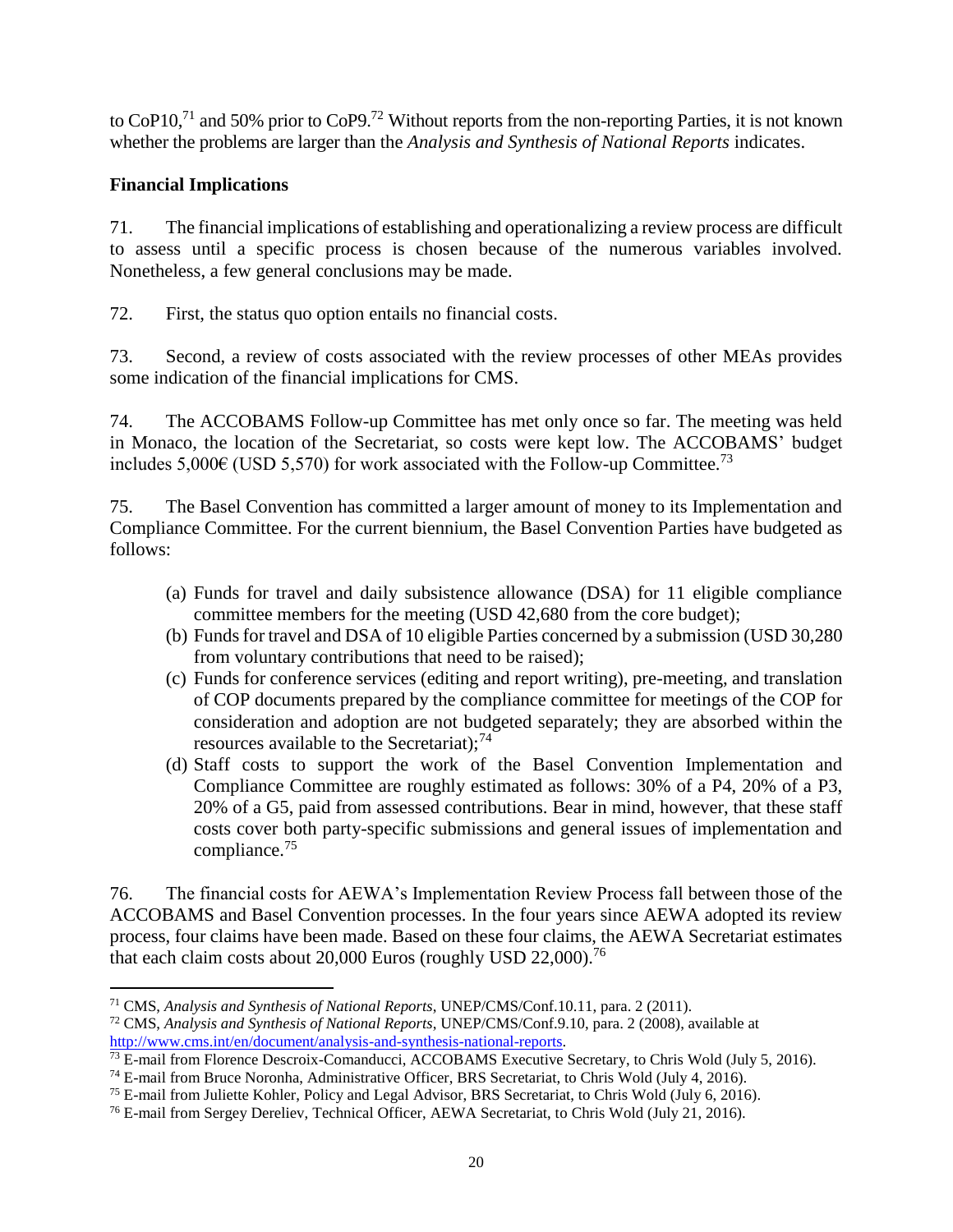to CoP10,[71] and 50% prior to CoP9.[72] Without reports from the non-reporting Parties, it is not known whether the problems are larger than the *Analysis and Synthesis of National Reports* indicates.

**Financial Implications**

71. The financial implications of establishing and operationalizing a review process are difficult to assess until a specific process is chosen because of the numerous variables involved. Nonetheless, a few general conclusions may be made.

72. First, the status quo option entails no financial costs.

73. Second, a review of costs associated with the review processes of other MEAs provides some indication of the financial implications for CMS.

74. The ACCOBAMS Follow-up Committee has met only once so far. The meeting was held in Monaco, the location of the Secretariat, so costs were kept low. The ACCOBAMS' budget includes 5,000€ (USD 5,570) for work associated with the Follow-up Committee.[73]

75. The Basel Convention has committed a larger amount of money to its Implementation and Compliance Committee. For the current biennium, the Basel Convention Parties have budgeted as follows:

(a) Funds for travel and daily subsistence allowance (DSA) for 11 eligible compliance committee members for the meeting (USD 42,680 from the core budget);
(b) Funds for travel and DSA of 10 eligible Parties concerned by a submission (USD 30,280 from voluntary contributions that need to be raised);
(c) Funds for conference services (editing and report writing), pre-meeting, and translation of COP documents prepared by the compliance committee for meetings of the COP for consideration and adoption are not budgeted separately; they are absorbed within the resources available to the Secretariat);[74]
(d) Staff costs to support the work of the Basel Convention Implementation and Compliance Committee are roughly estimated as follows: 30% of a P4, 20% of a P3, 20% of a G5, paid from assessed contributions. Bear in mind, however, that these staff costs cover both party-specific submissions and general issues of implementation and compliance.[75]

76. The financial costs for AEWA's Implementation Review Process fall between those of the ACCOBAMS and Basel Convention processes. In the four years since AEWA adopted its review process, four claims have been made. Based on these four claims, the AEWA Secretariat estimates that each claim costs about 20,000 Euros (roughly USD 22,000).[76]

---

[71] CMS, *Analysis and Synthesis of National Reports*, UNEP/CMS/Conf.10.11, para. 2 (2011).

[72] CMS, *Analysis and Synthesis of National Reports*, UNEP/CMS/Conf.9.10, para. 2 (2008), available at http://www.cms.int/en/document/analysis-and-synthesis-national-reports.

[73] E-mail from Florence Descroix-Comanducci, ACCOBAMS Executive Secretary, to Chris Wold (July 5, 2016).

[74] E-mail from Bruce Noronha, Administrative Officer, BRS Secretariat, to Chris Wold (July 4, 2016).

[75] E-mail from Juliette Kohler, Policy and Legal Advisor, BRS Secretariat, to Chris Wold (July 6, 2016).

[76] E-mail from Sergey Dereliev, Technical Officer, AEWA Secretariat, to Chris Wold (July 21, 2016).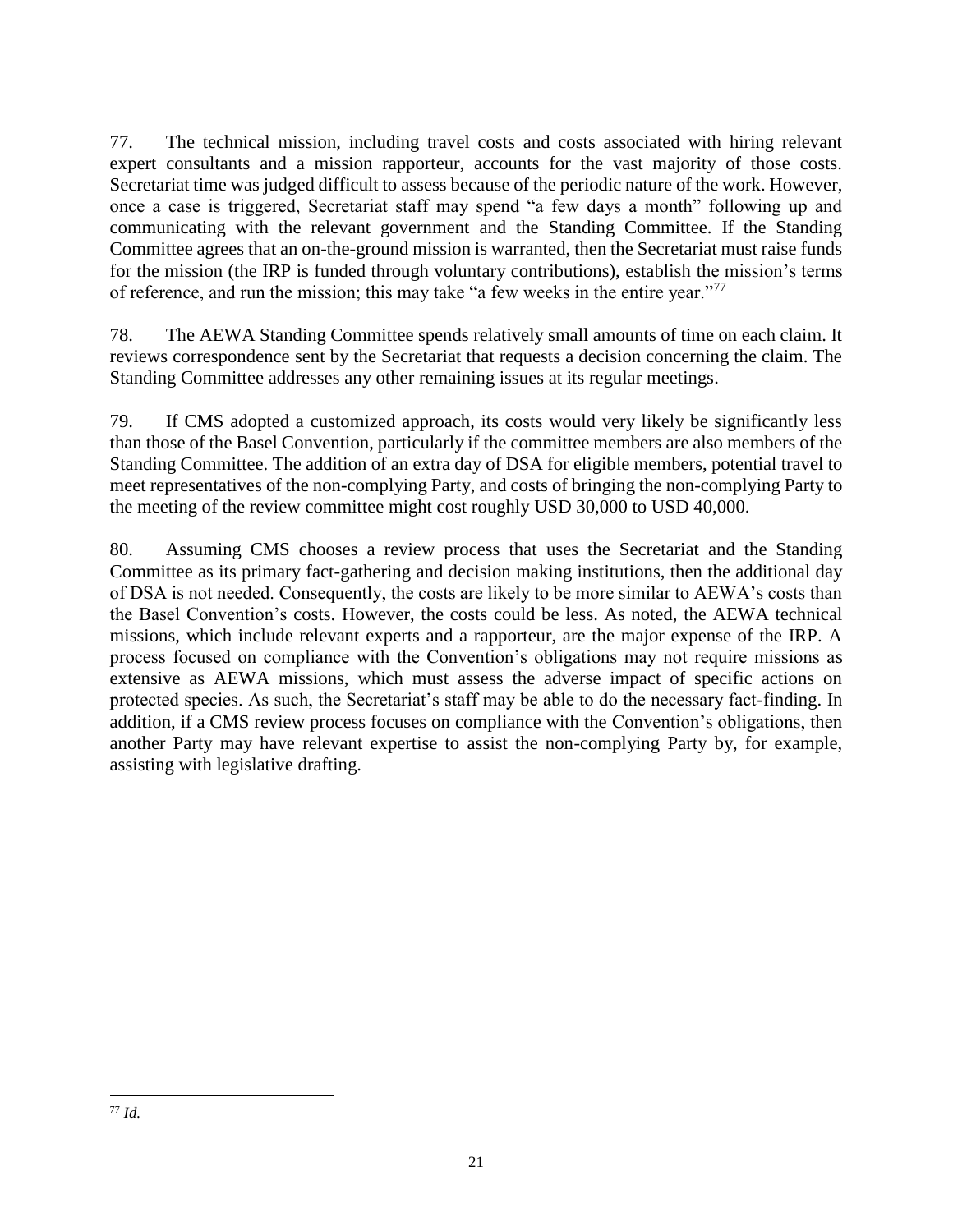77. The technical mission, including travel costs and costs associated with hiring relevant expert consultants and a mission rapporteur, accounts for the vast majority of those costs. Secretariat time was judged difficult to assess because of the periodic nature of the work. However, once a case is triggered, Secretariat staff may spend "a few days a month" following up and communicating with the relevant government and the Standing Committee. If the Standing Committee agrees that an on-the-ground mission is warranted, then the Secretariat must raise funds for the mission (the IRP is funded through voluntary contributions), establish the mission's terms of reference, and run the mission; this may take "a few weeks in the entire year."[77]

78. The AEWA Standing Committee spends relatively small amounts of time on each claim. It reviews correspondence sent by the Secretariat that requests a decision concerning the claim. The Standing Committee addresses any other remaining issues at its regular meetings.

79. If CMS adopted a customized approach, its costs would very likely be significantly less than those of the Basel Convention, particularly if the committee members are also members of the Standing Committee. The addition of an extra day of DSA for eligible members, potential travel to meet representatives of the non-complying Party, and costs of bringing the non-complying Party to the meeting of the review committee might cost roughly USD 30,000 to USD 40,000.

80. Assuming CMS chooses a review process that uses the Secretariat and the Standing Committee as its primary fact-gathering and decision making institutions, then the additional day of DSA is not needed. Consequently, the costs are likely to be more similar to AEWA's costs than the Basel Convention's costs. However, the costs could be less. As noted, the AEWA technical missions, which include relevant experts and a rapporteur, are the major expense of the IRP. A process focused on compliance with the Convention's obligations may not require missions as extensive as AEWA missions, which must assess the adverse impact of specific actions on protected species. As such, the Secretariat's staff may be able to do the necessary fact-finding. In addition, if a CMS review process focuses on compliance with the Convention's obligations, then another Party may have relevant expertise to assist the non-complying Party by, for example, assisting with legislative drafting.

---

[77] *Id.*